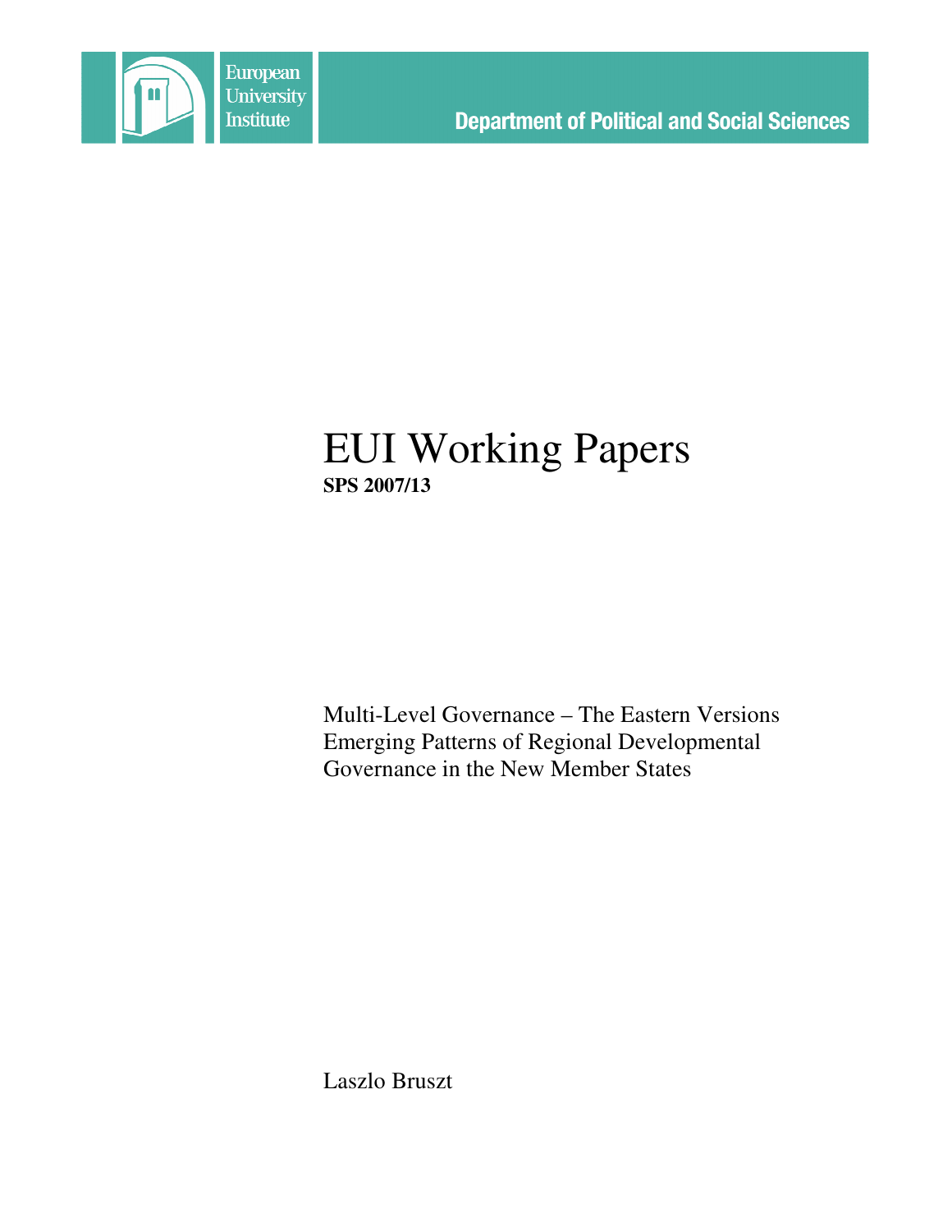European University Institute

**Department of Political and Social Sciences**

# EUI Working Papers

**SPS 2007/13**

Multi-Level Governance – The Eastern Versions
Emerging Patterns of Regional Developmental Governance in the New Member States

Laszlo Bruszt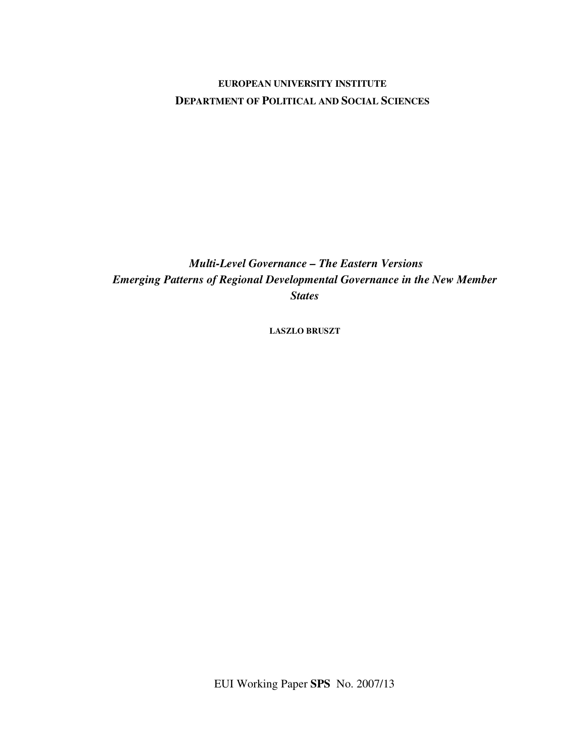**EUROPEAN UNIVERSITY INSTITUTE**

**DEPARTMENT OF POLITICAL AND SOCIAL SCIENCES**

# *Multi-Level Governance – The Eastern Versions*
# *Emerging Patterns of Regional Developmental Governance in the New Member States*

**LASZLO BRUSZT**

EUI Working Paper **SPS** No. 2007/13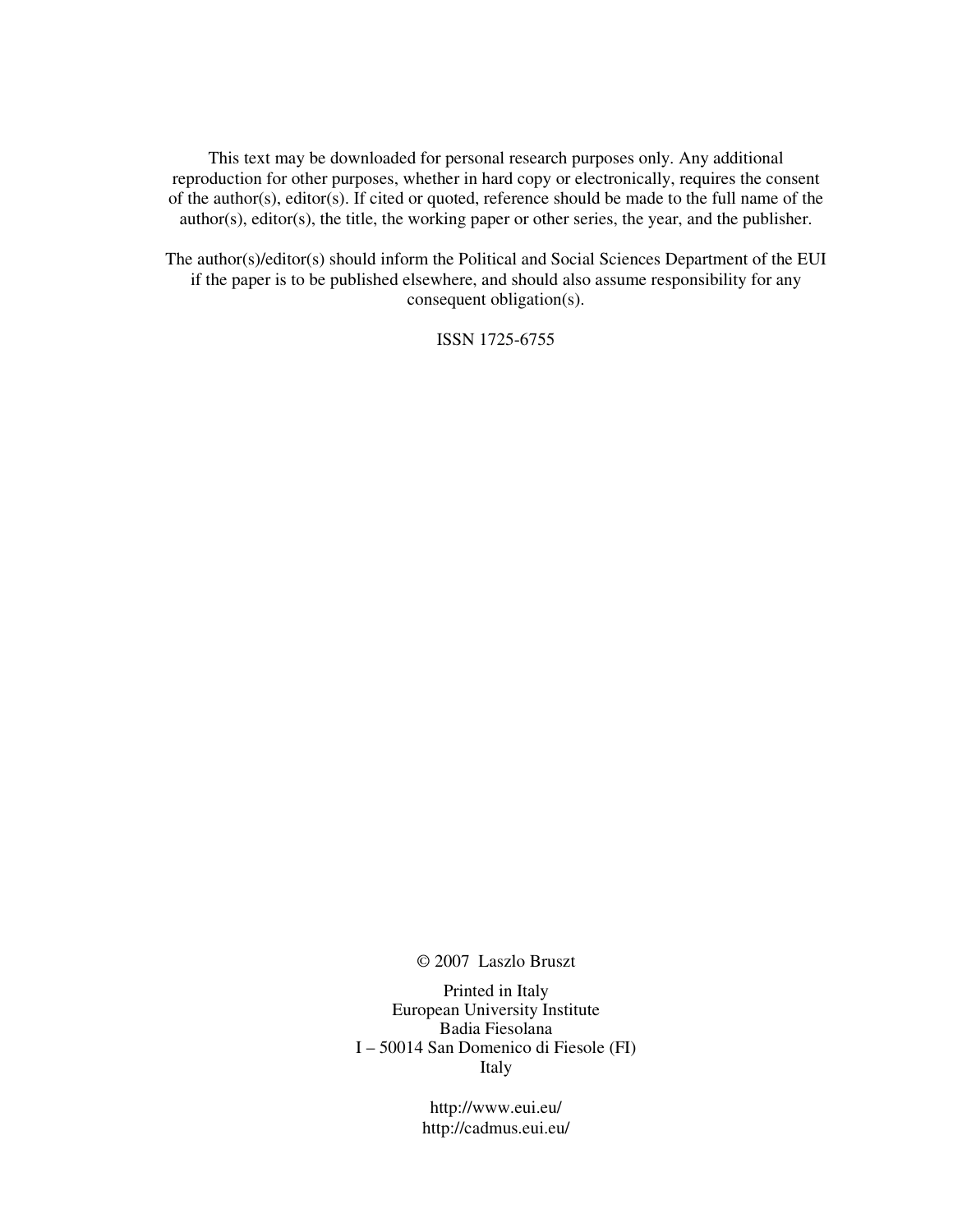This text may be downloaded for personal research purposes only. Any additional reproduction for other purposes, whether in hard copy or electronically, requires the consent of the author(s), editor(s). If cited or quoted, reference should be made to the full name of the author(s), editor(s), the title, the working paper or other series, the year, and the publisher.

The author(s)/editor(s) should inform the Political and Social Sciences Department of the EUI if the paper is to be published elsewhere, and should also assume responsibility for any consequent obligation(s).

ISSN 1725-6755

© 2007 Laszlo Bruszt

Printed in Italy
European University Institute
Badia Fiesolana
I – 50014 San Domenico di Fiesole (FI)
Italy

http://www.eui.eu/
http://cadmus.eui.eu/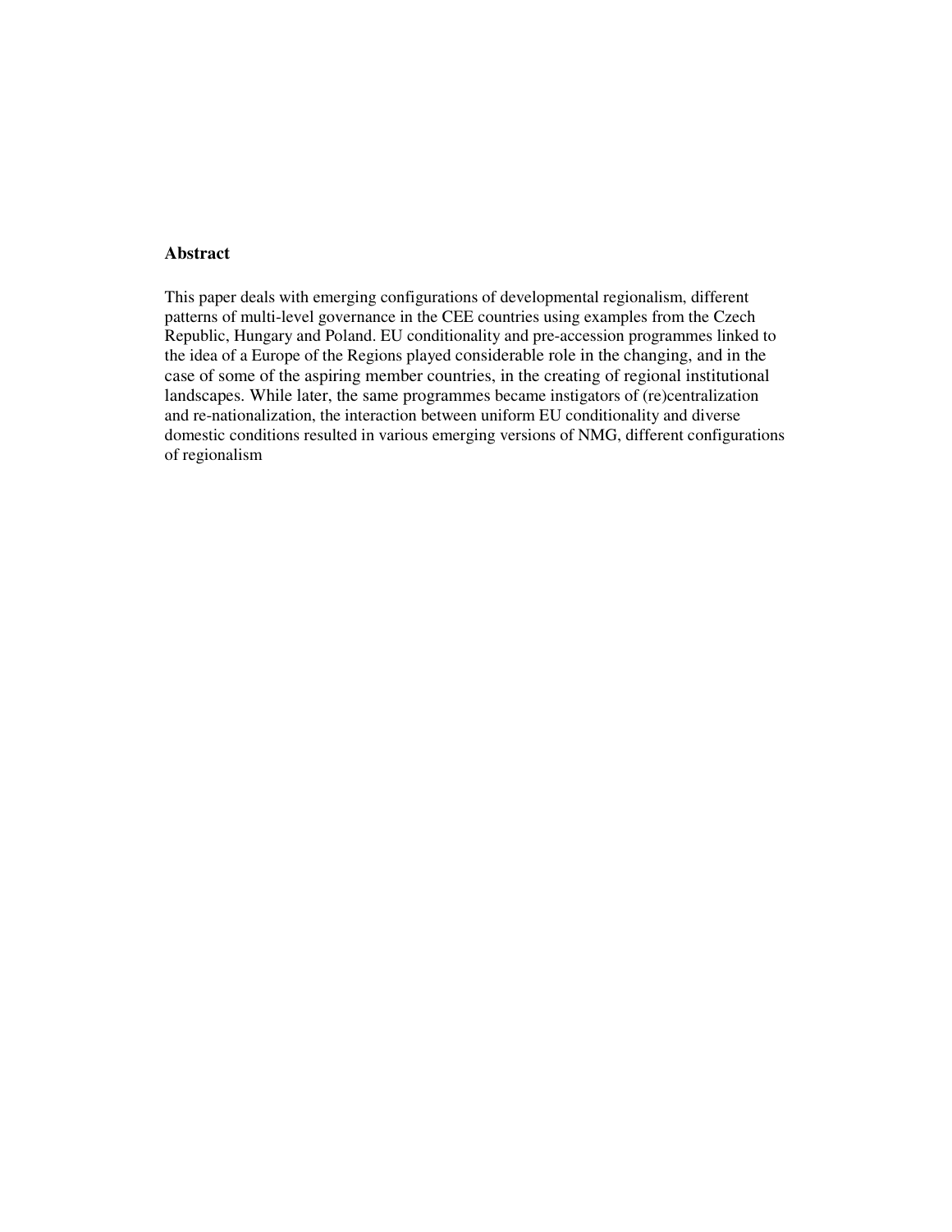## Abstract

This paper deals with emerging configurations of developmental regionalism, different patterns of multi-level governance in the CEE countries using examples from the Czech Republic, Hungary and Poland. EU conditionality and pre-accession programmes linked to the idea of a Europe of the Regions played considerable role in the changing, and in the case of some of the aspiring member countries, in the creating of regional institutional landscapes. While later, the same programmes became instigators of (re)centralization and re-nationalization, the interaction between uniform EU conditionality and diverse domestic conditions resulted in various emerging versions of NMG, different configurations of regionalism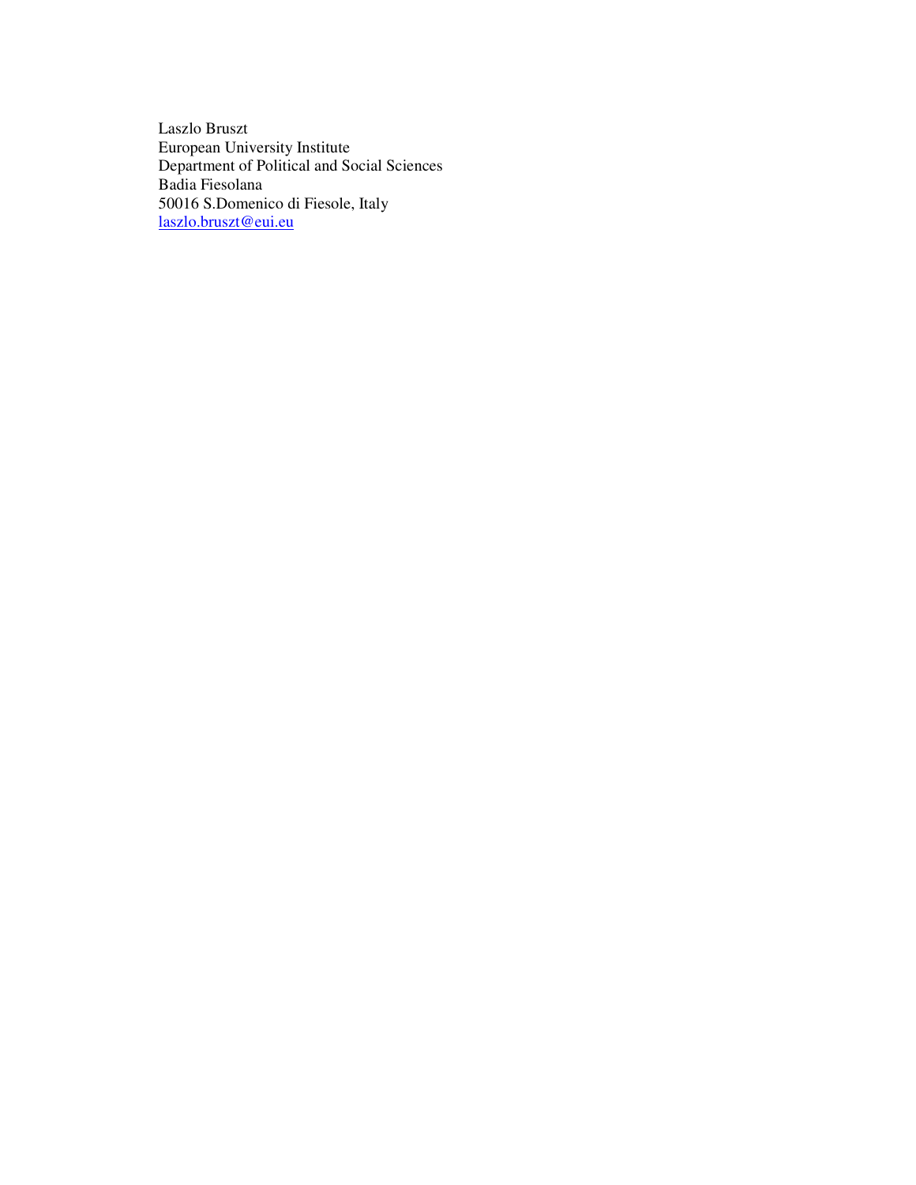Laszlo Bruszt
European University Institute
Department of Political and Social Sciences
Badia Fiesolana
50016 S.Domenico di Fiesole, Italy
laszlo.bruszt@eui.eu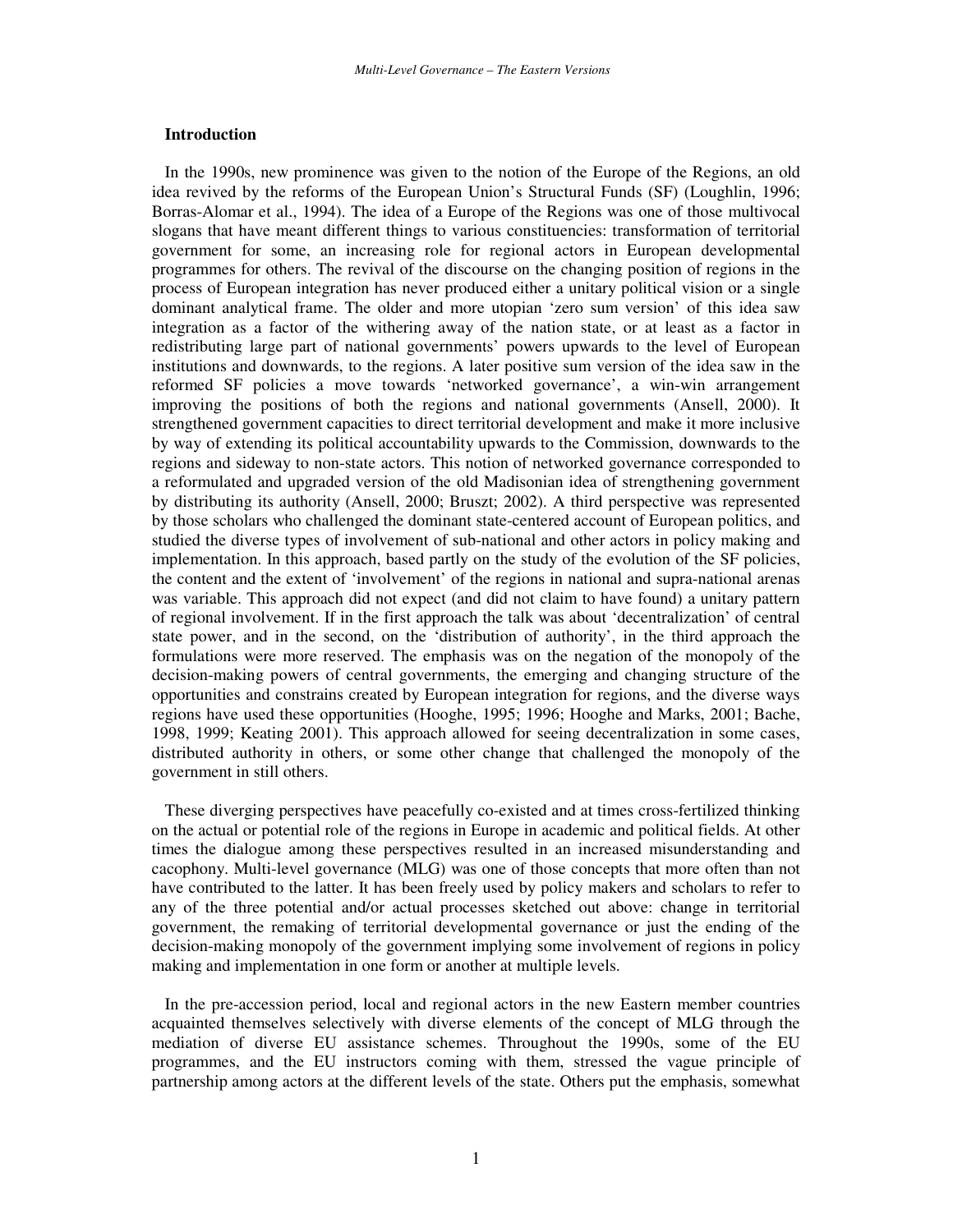## Introduction

In the 1990s, new prominence was given to the notion of the Europe of the Regions, an old idea revived by the reforms of the European Union's Structural Funds (SF) (Loughlin, 1996; Borras-Alomar et al., 1994). The idea of a Europe of the Regions was one of those multivocal slogans that have meant different things to various constituencies: transformation of territorial government for some, an increasing role for regional actors in European developmental programmes for others. The revival of the discourse on the changing position of regions in the process of European integration has never produced either a unitary political vision or a single dominant analytical frame. The older and more utopian 'zero sum version' of this idea saw integration as a factor of the withering away of the nation state, or at least as a factor in redistributing large part of national governments' powers upwards to the level of European institutions and downwards, to the regions. A later positive sum version of the idea saw in the reformed SF policies a move towards 'networked governance', a win-win arrangement improving the positions of both the regions and national governments (Ansell, 2000). It strengthened government capacities to direct territorial development and make it more inclusive by way of extending its political accountability upwards to the Commission, downwards to the regions and sideway to non-state actors. This notion of networked governance corresponded to a reformulated and upgraded version of the old Madisonian idea of strengthening government by distributing its authority (Ansell, 2000; Bruszt; 2002). A third perspective was represented by those scholars who challenged the dominant state-centered account of European politics, and studied the diverse types of involvement of sub-national and other actors in policy making and implementation. In this approach, based partly on the study of the evolution of the SF policies, the content and the extent of 'involvement' of the regions in national and supra-national arenas was variable. This approach did not expect (and did not claim to have found) a unitary pattern of regional involvement. If in the first approach the talk was about 'decentralization' of central state power, and in the second, on the 'distribution of authority', in the third approach the formulations were more reserved. The emphasis was on the negation of the monopoly of the decision-making powers of central governments, the emerging and changing structure of the opportunities and constrains created by European integration for regions, and the diverse ways regions have used these opportunities (Hooghe, 1995; 1996; Hooghe and Marks, 2001; Bache, 1998, 1999; Keating 2001). This approach allowed for seeing decentralization in some cases, distributed authority in others, or some other change that challenged the monopoly of the government in still others.

These diverging perspectives have peacefully co-existed and at times cross-fertilized thinking on the actual or potential role of the regions in Europe in academic and political fields. At other times the dialogue among these perspectives resulted in an increased misunderstanding and cacophony. Multi-level governance (MLG) was one of those concepts that more often than not have contributed to the latter. It has been freely used by policy makers and scholars to refer to any of the three potential and/or actual processes sketched out above: change in territorial government, the remaking of territorial developmental governance or just the ending of the decision-making monopoly of the government implying some involvement of regions in policy making and implementation in one form or another at multiple levels.

In the pre-accession period, local and regional actors in the new Eastern member countries acquainted themselves selectively with diverse elements of the concept of MLG through the mediation of diverse EU assistance schemes. Throughout the 1990s, some of the EU programmes, and the EU instructors coming with them, stressed the vague principle of partnership among actors at the different levels of the state. Others put the emphasis, somewhat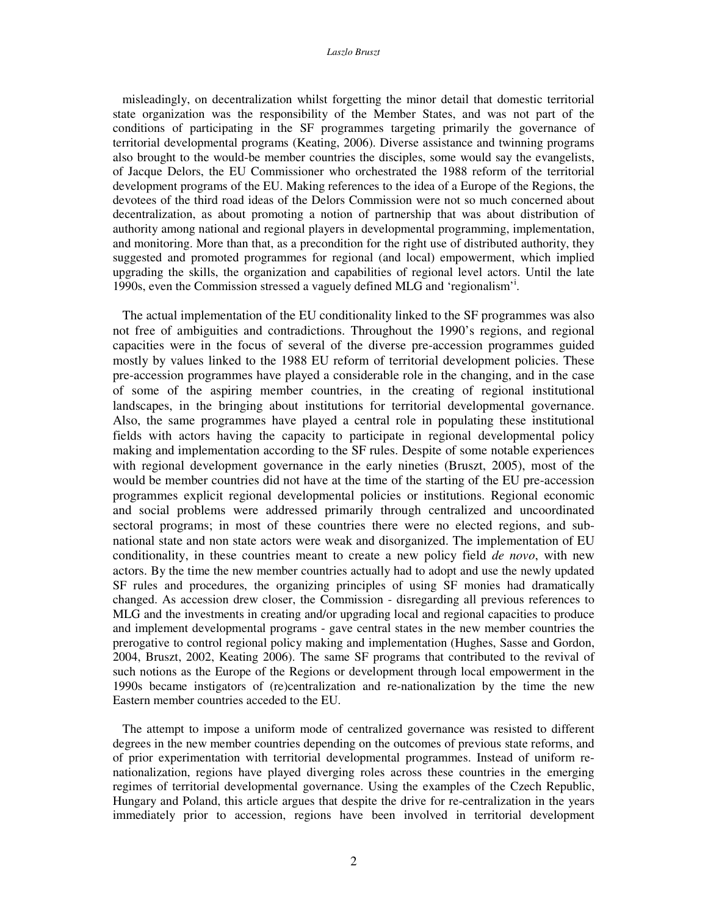misleadingly, on decentralization whilst forgetting the minor detail that domestic territorial state organization was the responsibility of the Member States, and was not part of the conditions of participating in the SF programmes targeting primarily the governance of territorial developmental programs (Keating, 2006). Diverse assistance and twinning programs also brought to the would-be member countries the disciples, some would say the evangelists, of Jacque Delors, the EU Commissioner who orchestrated the 1988 reform of the territorial development programs of the EU. Making references to the idea of a Europe of the Regions, the devotees of the third road ideas of the Delors Commission were not so much concerned about decentralization, as about promoting a notion of partnership that was about distribution of authority among national and regional players in developmental programming, implementation, and monitoring. More than that, as a precondition for the right use of distributed authority, they suggested and promoted programmes for regional (and local) empowerment, which implied upgrading the skills, the organization and capabilities of regional level actors. Until the late 1990s, even the Commission stressed a vaguely defined MLG and 'regionalism'[i].

The actual implementation of the EU conditionality linked to the SF programmes was also not free of ambiguities and contradictions. Throughout the 1990's regions, and regional capacities were in the focus of several of the diverse pre-accession programmes guided mostly by values linked to the 1988 EU reform of territorial development policies. These pre-accession programmes have played a considerable role in the changing, and in the case of some of the aspiring member countries, in the creating of regional institutional landscapes, in the bringing about institutions for territorial developmental governance. Also, the same programmes have played a central role in populating these institutional fields with actors having the capacity to participate in regional developmental policy making and implementation according to the SF rules. Despite of some notable experiences with regional development governance in the early nineties (Bruszt, 2005), most of the would be member countries did not have at the time of the starting of the EU pre-accession programmes explicit regional developmental policies or institutions. Regional economic and social problems were addressed primarily through centralized and uncoordinated sectoral programs; in most of these countries there were no elected regions, and sub-national state and non state actors were weak and disorganized. The implementation of EU conditionality, in these countries meant to create a new policy field *de novo*, with new actors. By the time the new member countries actually had to adopt and use the newly updated SF rules and procedures, the organizing principles of using SF monies had dramatically changed. As accession drew closer, the Commission - disregarding all previous references to MLG and the investments in creating and/or upgrading local and regional capacities to produce and implement developmental programs - gave central states in the new member countries the prerogative to control regional policy making and implementation (Hughes, Sasse and Gordon, 2004, Bruszt, 2002, Keating 2006). The same SF programs that contributed to the revival of such notions as the Europe of the Regions or development through local empowerment in the 1990s became instigators of (re)centralization and re-nationalization by the time the new Eastern member countries acceded to the EU.

The attempt to impose a uniform mode of centralized governance was resisted to different degrees in the new member countries depending on the outcomes of previous state reforms, and of prior experimentation with territorial developmental programmes. Instead of uniform re-nationalization, regions have played diverging roles across these countries in the emerging regimes of territorial developmental governance. Using the examples of the Czech Republic, Hungary and Poland, this article argues that despite the drive for re-centralization in the years immediately prior to accession, regions have been involved in territorial development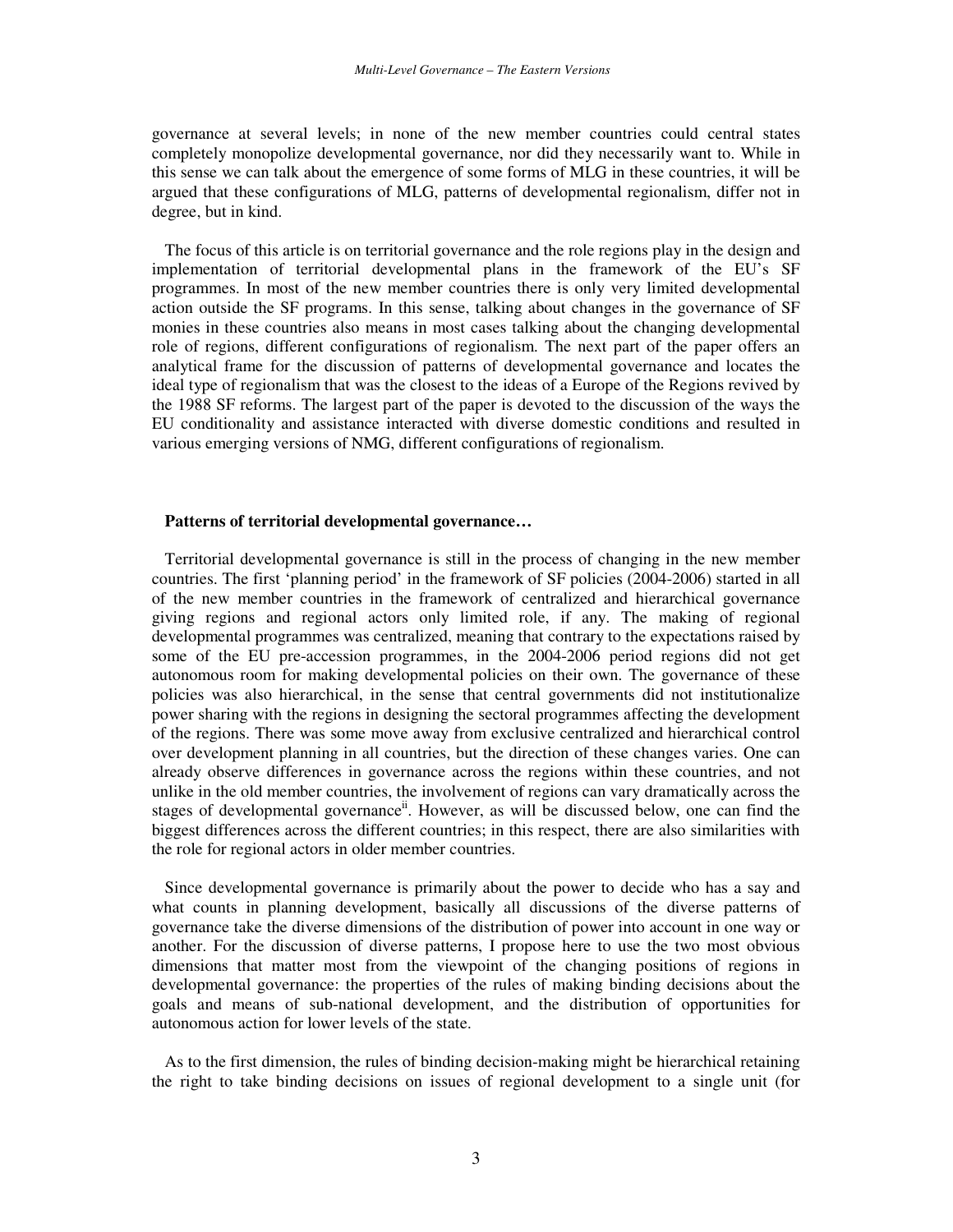governance at several levels; in none of the new member countries could central states completely monopolize developmental governance, nor did they necessarily want to. While in this sense we can talk about the emergence of some forms of MLG in these countries, it will be argued that these configurations of MLG, patterns of developmental regionalism, differ not in degree, but in kind.

The focus of this article is on territorial governance and the role regions play in the design and implementation of territorial developmental plans in the framework of the EU's SF programmes. In most of the new member countries there is only very limited developmental action outside the SF programs. In this sense, talking about changes in the governance of SF monies in these countries also means in most cases talking about the changing developmental role of regions, different configurations of regionalism. The next part of the paper offers an analytical frame for the discussion of patterns of developmental governance and locates the ideal type of regionalism that was the closest to the ideas of a Europe of the Regions revived by the 1988 SF reforms. The largest part of the paper is devoted to the discussion of the ways the EU conditionality and assistance interacted with diverse domestic conditions and resulted in various emerging versions of NMG, different configurations of regionalism.

**Patterns of territorial developmental governance…**

Territorial developmental governance is still in the process of changing in the new member countries. The first 'planning period' in the framework of SF policies (2004-2006) started in all of the new member countries in the framework of centralized and hierarchical governance giving regions and regional actors only limited role, if any. The making of regional developmental programmes was centralized, meaning that contrary to the expectations raised by some of the EU pre-accession programmes, in the 2004-2006 period regions did not get autonomous room for making developmental policies on their own. The governance of these policies was also hierarchical, in the sense that central governments did not institutionalize power sharing with the regions in designing the sectoral programmes affecting the development of the regions. There was some move away from exclusive centralized and hierarchical control over development planning in all countries, but the direction of these changes varies. One can already observe differences in governance across the regions within these countries, and not unlike in the old member countries, the involvement of regions can vary dramatically across the stages of developmental governance[ii]. However, as will be discussed below, one can find the biggest differences across the different countries; in this respect, there are also similarities with the role for regional actors in older member countries.

Since developmental governance is primarily about the power to decide who has a say and what counts in planning development, basically all discussions of the diverse patterns of governance take the diverse dimensions of the distribution of power into account in one way or another. For the discussion of diverse patterns, I propose here to use the two most obvious dimensions that matter most from the viewpoint of the changing positions of regions in developmental governance: the properties of the rules of making binding decisions about the goals and means of sub-national development, and the distribution of opportunities for autonomous action for lower levels of the state.

As to the first dimension, the rules of binding decision-making might be hierarchical retaining the right to take binding decisions on issues of regional development to a single unit (for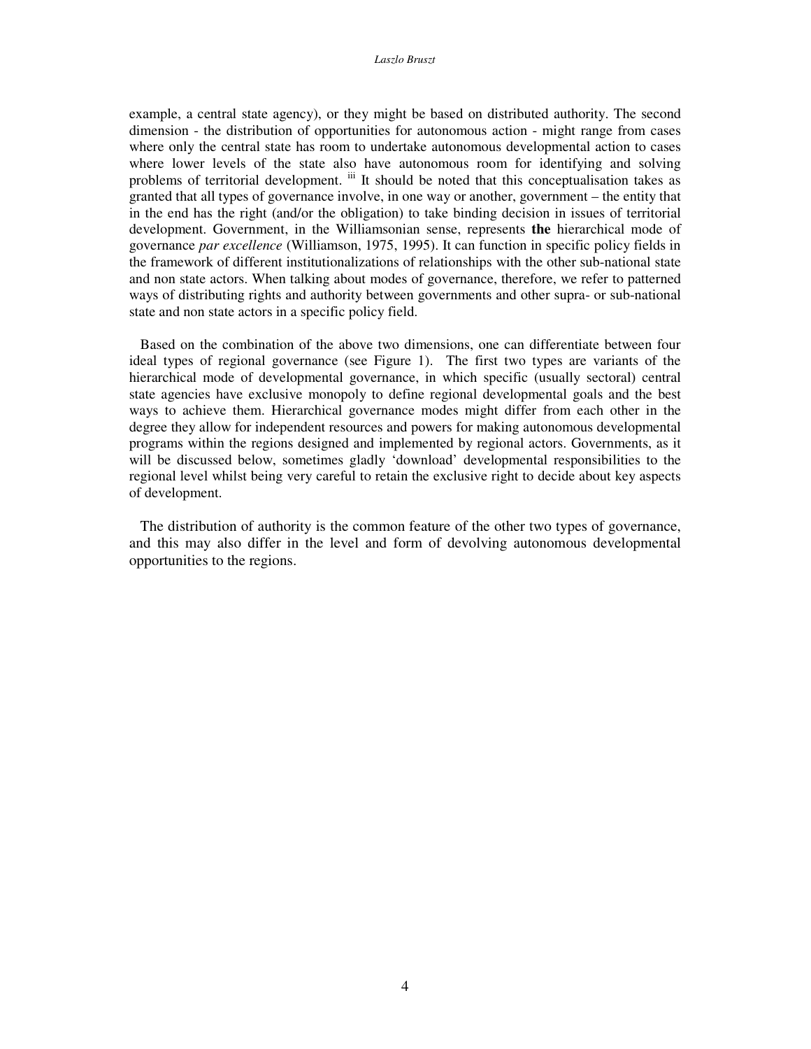example, a central state agency), or they might be based on distributed authority. The second dimension - the distribution of opportunities for autonomous action - might range from cases where only the central state has room to undertake autonomous developmental action to cases where lower levels of the state also have autonomous room for identifying and solving problems of territorial development. [iii] It should be noted that this conceptualisation takes as granted that all types of governance involve, in one way or another, government – the entity that in the end has the right (and/or the obligation) to take binding decision in issues of territorial development. Government, in the Williamsonian sense, represents **the** hierarchical mode of governance *par excellence* (Williamson, 1975, 1995). It can function in specific policy fields in the framework of different institutionalizations of relationships with the other sub-national state and non state actors. When talking about modes of governance, therefore, we refer to patterned ways of distributing rights and authority between governments and other supra- or sub-national state and non state actors in a specific policy field.

Based on the combination of the above two dimensions, one can differentiate between four ideal types of regional governance (see Figure 1). The first two types are variants of the hierarchical mode of developmental governance, in which specific (usually sectoral) central state agencies have exclusive monopoly to define regional developmental goals and the best ways to achieve them. Hierarchical governance modes might differ from each other in the degree they allow for independent resources and powers for making autonomous developmental programs within the regions designed and implemented by regional actors. Governments, as it will be discussed below, sometimes gladly 'download' developmental responsibilities to the regional level whilst being very careful to retain the exclusive right to decide about key aspects of development.

The distribution of authority is the common feature of the other two types of governance, and this may also differ in the level and form of devolving autonomous developmental opportunities to the regions.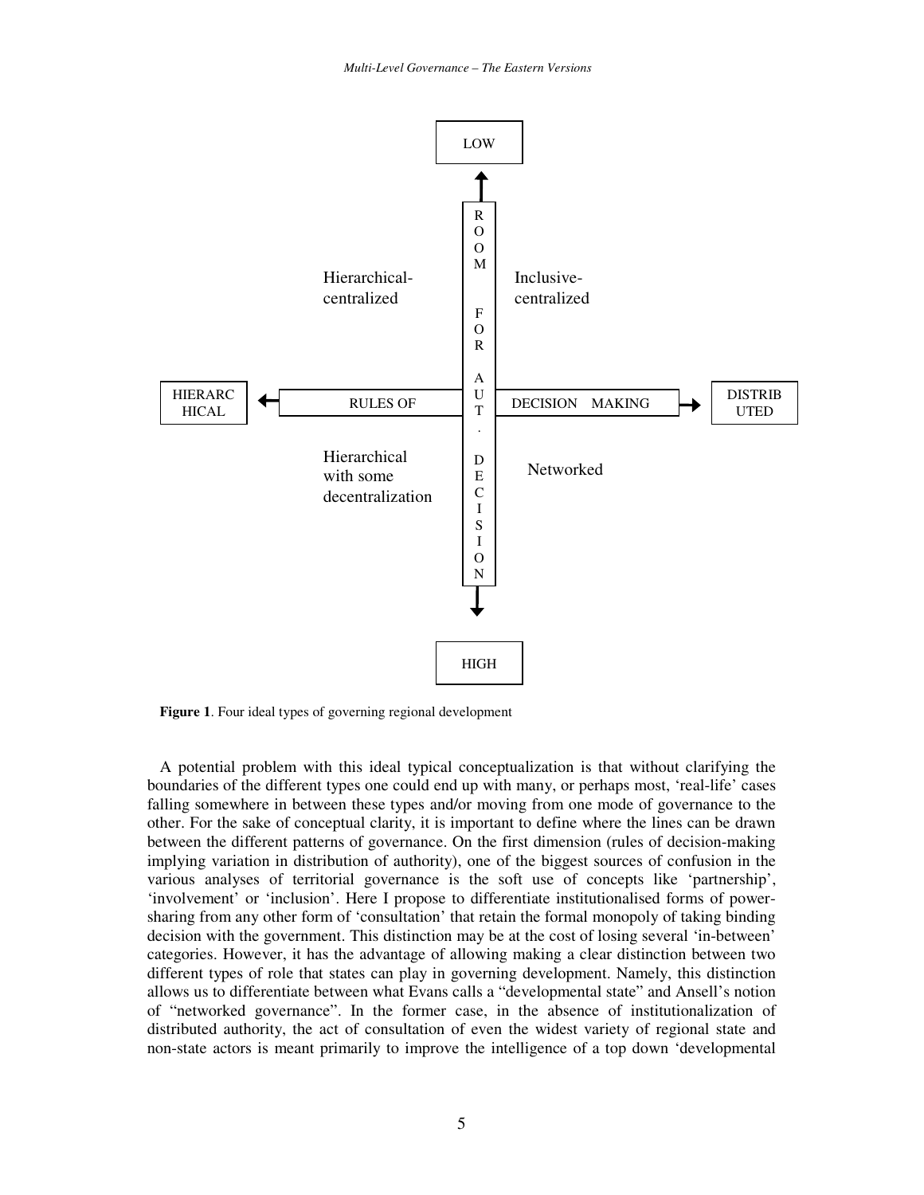LOW

ROOM FOR AUT. DECISION

| | | |
|---|---|---|
| | Hierarchical-centralized | Inclusive-centralized |
| HIERARCHICAL ← RULES OF | | DECISION MAKING → DISTRIBUTED |
| | Hierarchical with some decentralization | Networked |

HIGH

**Figure 1**. Four ideal types of governing regional development

A potential problem with this ideal typical conceptualization is that without clarifying the boundaries of the different types one could end up with many, or perhaps most, 'real-life' cases falling somewhere in between these types and/or moving from one mode of governance to the other. For the sake of conceptual clarity, it is important to define where the lines can be drawn between the different patterns of governance. On the first dimension (rules of decision-making implying variation in distribution of authority), one of the biggest sources of confusion in the various analyses of territorial governance is the soft use of concepts like 'partnership', 'involvement' or 'inclusion'. Here I propose to differentiate institutionalised forms of power-sharing from any other form of 'consultation' that retain the formal monopoly of taking binding decision with the government. This distinction may be at the cost of losing several 'in-between' categories. However, it has the advantage of allowing making a clear distinction between two different types of role that states can play in governing development. Namely, this distinction allows us to differentiate between what Evans calls a "developmental state" and Ansell's notion of "networked governance". In the former case, in the absence of institutionalization of distributed authority, the act of consultation of even the widest variety of regional state and non-state actors is meant primarily to improve the intelligence of a top down 'developmental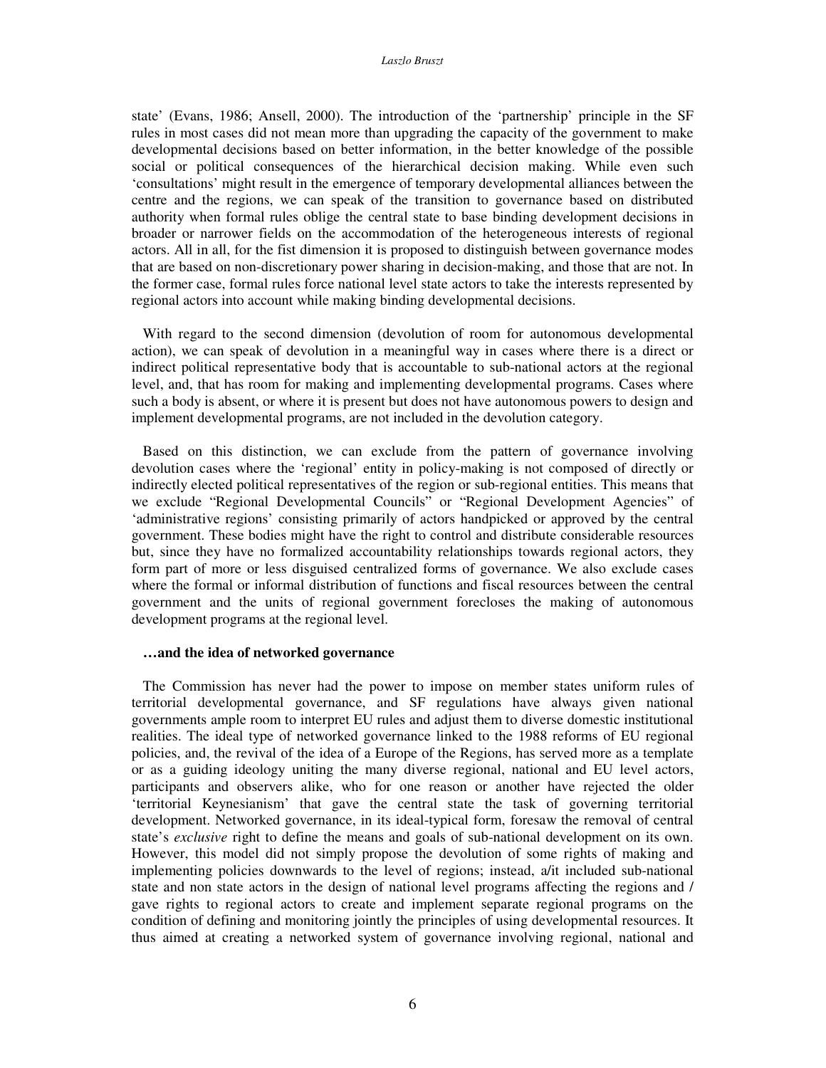state' (Evans, 1986; Ansell, 2000). The introduction of the 'partnership' principle in the SF rules in most cases did not mean more than upgrading the capacity of the government to make developmental decisions based on better information, in the better knowledge of the possible social or political consequences of the hierarchical decision making. While even such 'consultations' might result in the emergence of temporary developmental alliances between the centre and the regions, we can speak of the transition to governance based on distributed authority when formal rules oblige the central state to base binding development decisions in broader or narrower fields on the accommodation of the heterogeneous interests of regional actors. All in all, for the fist dimension it is proposed to distinguish between governance modes that are based on non-discretionary power sharing in decision-making, and those that are not. In the former case, formal rules force national level state actors to take the interests represented by regional actors into account while making binding developmental decisions.

With regard to the second dimension (devolution of room for autonomous developmental action), we can speak of devolution in a meaningful way in cases where there is a direct or indirect political representative body that is accountable to sub-national actors at the regional level, and, that has room for making and implementing developmental programs. Cases where such a body is absent, or where it is present but does not have autonomous powers to design and implement developmental programs, are not included in the devolution category.

Based on this distinction, we can exclude from the pattern of governance involving devolution cases where the 'regional' entity in policy-making is not composed of directly or indirectly elected political representatives of the region or sub-regional entities. This means that we exclude "Regional Developmental Councils" or "Regional Development Agencies" of 'administrative regions' consisting primarily of actors handpicked or approved by the central government. These bodies might have the right to control and distribute considerable resources but, since they have no formalized accountability relationships towards regional actors, they form part of more or less disguised centralized forms of governance. We also exclude cases where the formal or informal distribution of functions and fiscal resources between the central government and the units of regional government forecloses the making of autonomous development programs at the regional level.

### …and the idea of networked governance

The Commission has never had the power to impose on member states uniform rules of territorial developmental governance, and SF regulations have always given national governments ample room to interpret EU rules and adjust them to diverse domestic institutional realities. The ideal type of networked governance linked to the 1988 reforms of EU regional policies, and, the revival of the idea of a Europe of the Regions, has served more as a template or as a guiding ideology uniting the many diverse regional, national and EU level actors, participants and observers alike, who for one reason or another have rejected the older 'territorial Keynesianism' that gave the central state the task of governing territorial development. Networked governance, in its ideal-typical form, foresaw the removal of central state's *exclusive* right to define the means and goals of sub-national development on its own. However, this model did not simply propose the devolution of some rights of making and implementing policies downwards to the level of regions; instead, a/it included sub-national state and non state actors in the design of national level programs affecting the regions and / gave rights to regional actors to create and implement separate regional programs on the condition of defining and monitoring jointly the principles of using developmental resources. It thus aimed at creating a networked system of governance involving regional, national and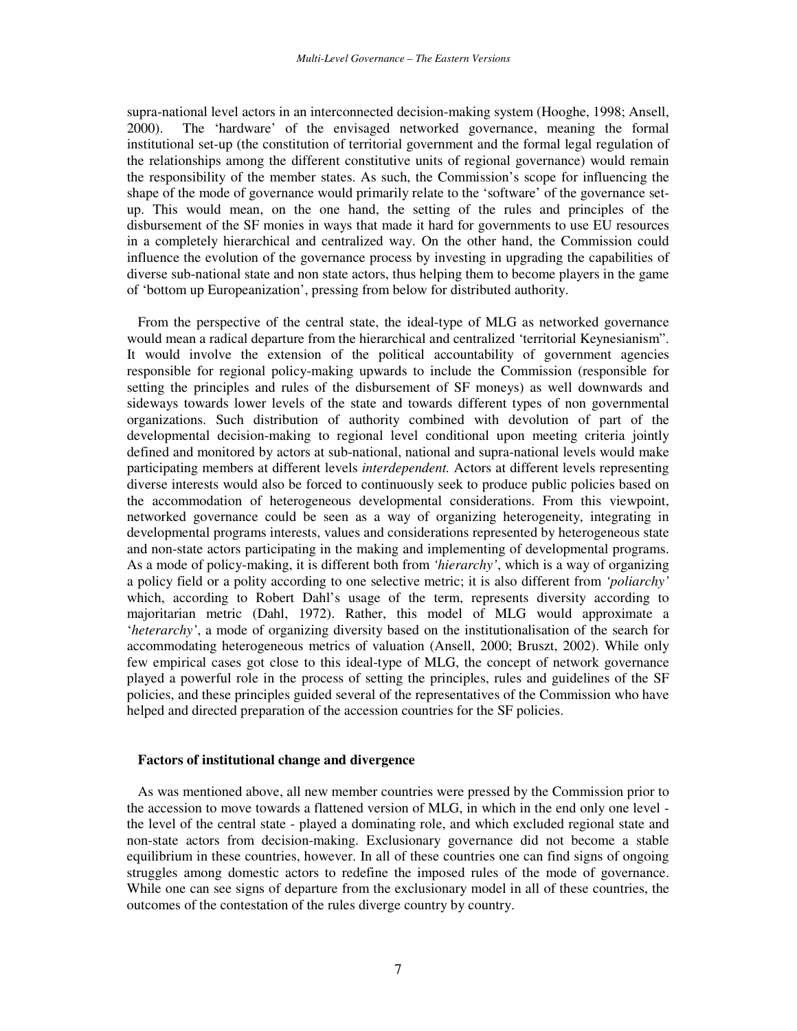supra-national level actors in an interconnected decision-making system (Hooghe, 1998; Ansell, 2000). The 'hardware' of the envisaged networked governance, meaning the formal institutional set-up (the constitution of territorial government and the formal legal regulation of the relationships among the different constitutive units of regional governance) would remain the responsibility of the member states. As such, the Commission's scope for influencing the shape of the mode of governance would primarily relate to the 'software' of the governance set-up. This would mean, on the one hand, the setting of the rules and principles of the disbursement of the SF monies in ways that made it hard for governments to use EU resources in a completely hierarchical and centralized way. On the other hand, the Commission could influence the evolution of the governance process by investing in upgrading the capabilities of diverse sub-national state and non state actors, thus helping them to become players in the game of 'bottom up Europeanization', pressing from below for distributed authority.

From the perspective of the central state, the ideal-type of MLG as networked governance would mean a radical departure from the hierarchical and centralized 'territorial Keynesianism". It would involve the extension of the political accountability of government agencies responsible for regional policy-making upwards to include the Commission (responsible for setting the principles and rules of the disbursement of SF moneys) as well downwards and sideways towards lower levels of the state and towards different types of non governmental organizations. Such distribution of authority combined with devolution of part of the developmental decision-making to regional level conditional upon meeting criteria jointly defined and monitored by actors at sub-national, national and supra-national levels would make participating members at different levels *interdependent.* Actors at different levels representing diverse interests would also be forced to continuously seek to produce public policies based on the accommodation of heterogeneous developmental considerations. From this viewpoint, networked governance could be seen as a way of organizing heterogeneity, integrating in developmental programs interests, values and considerations represented by heterogeneous state and non-state actors participating in the making and implementing of developmental programs. As a mode of policy-making, it is different both from *'hierarchy'*, which is a way of organizing a policy field or a polity according to one selective metric; it is also different from *'poliarchy'* which, according to Robert Dahl's usage of the term, represents diversity according to majoritarian metric (Dahl, 1972). Rather, this model of MLG would approximate a '*heterarchy'*, a mode of organizing diversity based on the institutionalisation of the search for accommodating heterogeneous metrics of valuation (Ansell, 2000; Bruszt, 2002). While only few empirical cases got close to this ideal-type of MLG, the concept of network governance played a powerful role in the process of setting the principles, rules and guidelines of the SF policies, and these principles guided several of the representatives of the Commission who have helped and directed preparation of the accession countries for the SF policies.

## Factors of institutional change and divergence

As was mentioned above, all new member countries were pressed by the Commission prior to the accession to move towards a flattened version of MLG, in which in the end only one level - the level of the central state - played a dominating role, and which excluded regional state and non-state actors from decision-making. Exclusionary governance did not become a stable equilibrium in these countries, however. In all of these countries one can find signs of ongoing struggles among domestic actors to redefine the imposed rules of the mode of governance. While one can see signs of departure from the exclusionary model in all of these countries, the outcomes of the contestation of the rules diverge country by country.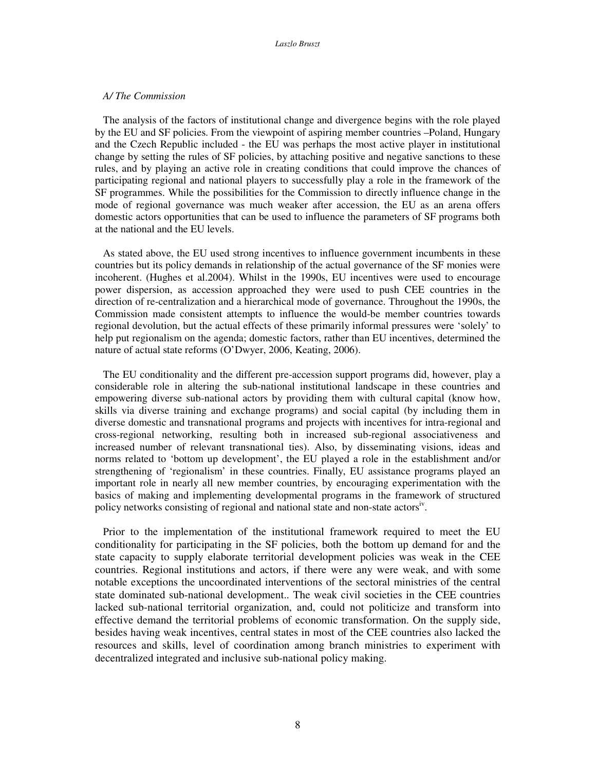*A/ The Commission*

The analysis of the factors of institutional change and divergence begins with the role played by the EU and SF policies. From the viewpoint of aspiring member countries –Poland, Hungary and the Czech Republic included - the EU was perhaps the most active player in institutional change by setting the rules of SF policies, by attaching positive and negative sanctions to these rules, and by playing an active role in creating conditions that could improve the chances of participating regional and national players to successfully play a role in the framework of the SF programmes. While the possibilities for the Commission to directly influence change in the mode of regional governance was much weaker after accession, the EU as an arena offers domestic actors opportunities that can be used to influence the parameters of SF programs both at the national and the EU levels.

As stated above, the EU used strong incentives to influence government incumbents in these countries but its policy demands in relationship of the actual governance of the SF monies were incoherent. (Hughes et al.2004). Whilst in the 1990s, EU incentives were used to encourage power dispersion, as accession approached they were used to push CEE countries in the direction of re-centralization and a hierarchical mode of governance. Throughout the 1990s, the Commission made consistent attempts to influence the would-be member countries towards regional devolution, but the actual effects of these primarily informal pressures were 'solely' to help put regionalism on the agenda; domestic factors, rather than EU incentives, determined the nature of actual state reforms (O'Dwyer, 2006, Keating, 2006).

The EU conditionality and the different pre-accession support programs did, however, play a considerable role in altering the sub-national institutional landscape in these countries and empowering diverse sub-national actors by providing them with cultural capital (know how, skills via diverse training and exchange programs) and social capital (by including them in diverse domestic and transnational programs and projects with incentives for intra-regional and cross-regional networking, resulting both in increased sub-regional associativeness and increased number of relevant transnational ties). Also, by disseminating visions, ideas and norms related to 'bottom up development', the EU played a role in the establishment and/or strengthening of 'regionalism' in these countries. Finally, EU assistance programs played an important role in nearly all new member countries, by encouraging experimentation with the basics of making and implementing developmental programs in the framework of structured policy networks consisting of regional and national state and non-state actors[iv].

Prior to the implementation of the institutional framework required to meet the EU conditionality for participating in the SF policies, both the bottom up demand for and the state capacity to supply elaborate territorial development policies was weak in the CEE countries. Regional institutions and actors, if there were any were weak, and with some notable exceptions the uncoordinated interventions of the sectoral ministries of the central state dominated sub-national development.. The weak civil societies in the CEE countries lacked sub-national territorial organization, and, could not politicize and transform into effective demand the territorial problems of economic transformation. On the supply side, besides having weak incentives, central states in most of the CEE countries also lacked the resources and skills, level of coordination among branch ministries to experiment with decentralized integrated and inclusive sub-national policy making.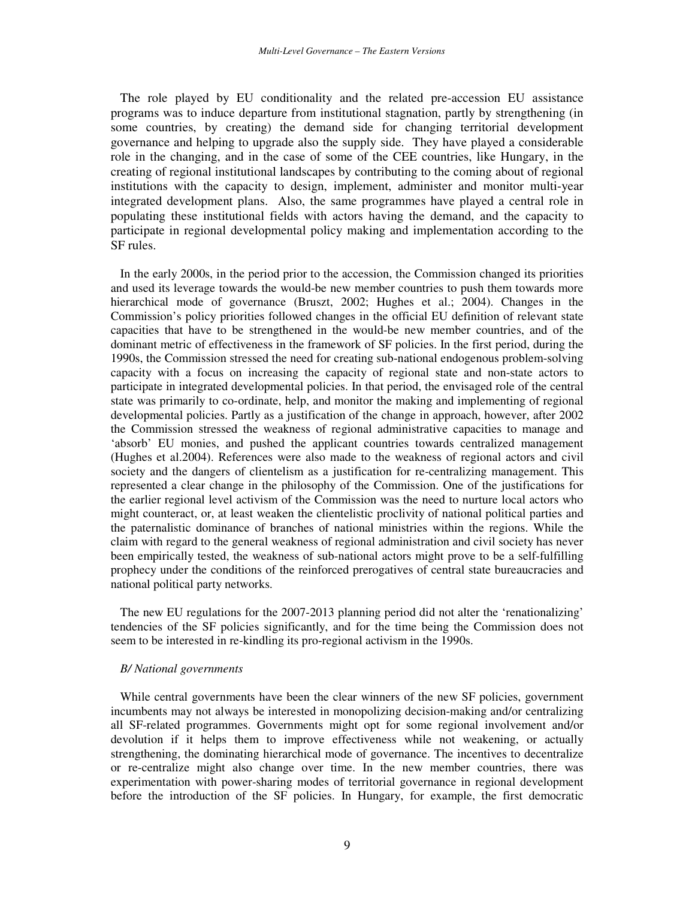The role played by EU conditionality and the related pre-accession EU assistance programs was to induce departure from institutional stagnation, partly by strengthening (in some countries, by creating) the demand side for changing territorial development governance and helping to upgrade also the supply side. They have played a considerable role in the changing, and in the case of some of the CEE countries, like Hungary, in the creating of regional institutional landscapes by contributing to the coming about of regional institutions with the capacity to design, implement, administer and monitor multi-year integrated development plans. Also, the same programmes have played a central role in populating these institutional fields with actors having the demand, and the capacity to participate in regional developmental policy making and implementation according to the SF rules.

In the early 2000s, in the period prior to the accession, the Commission changed its priorities and used its leverage towards the would-be new member countries to push them towards more hierarchical mode of governance (Bruszt, 2002; Hughes et al.; 2004). Changes in the Commission's policy priorities followed changes in the official EU definition of relevant state capacities that have to be strengthened in the would-be new member countries, and of the dominant metric of effectiveness in the framework of SF policies. In the first period, during the 1990s, the Commission stressed the need for creating sub-national endogenous problem-solving capacity with a focus on increasing the capacity of regional state and non-state actors to participate in integrated developmental policies. In that period, the envisaged role of the central state was primarily to co-ordinate, help, and monitor the making and implementing of regional developmental policies. Partly as a justification of the change in approach, however, after 2002 the Commission stressed the weakness of regional administrative capacities to manage and 'absorb' EU monies, and pushed the applicant countries towards centralized management (Hughes et al.2004). References were also made to the weakness of regional actors and civil society and the dangers of clientelism as a justification for re-centralizing management. This represented a clear change in the philosophy of the Commission. One of the justifications for the earlier regional level activism of the Commission was the need to nurture local actors who might counteract, or, at least weaken the clientelistic proclivity of national political parties and the paternalistic dominance of branches of national ministries within the regions. While the claim with regard to the general weakness of regional administration and civil society has never been empirically tested, the weakness of sub-national actors might prove to be a self-fulfilling prophecy under the conditions of the reinforced prerogatives of central state bureaucracies and national political party networks.

The new EU regulations for the 2007-2013 planning period did not alter the 'renationalizing' tendencies of the SF policies significantly, and for the time being the Commission does not seem to be interested in re-kindling its pro-regional activism in the 1990s.

*B/ National governments*

While central governments have been the clear winners of the new SF policies, government incumbents may not always be interested in monopolizing decision-making and/or centralizing all SF-related programmes. Governments might opt for some regional involvement and/or devolution if it helps them to improve effectiveness while not weakening, or actually strengthening, the dominating hierarchical mode of governance. The incentives to decentralize or re-centralize might also change over time. In the new member countries, there was experimentation with power-sharing modes of territorial governance in regional development before the introduction of the SF policies. In Hungary, for example, the first democratic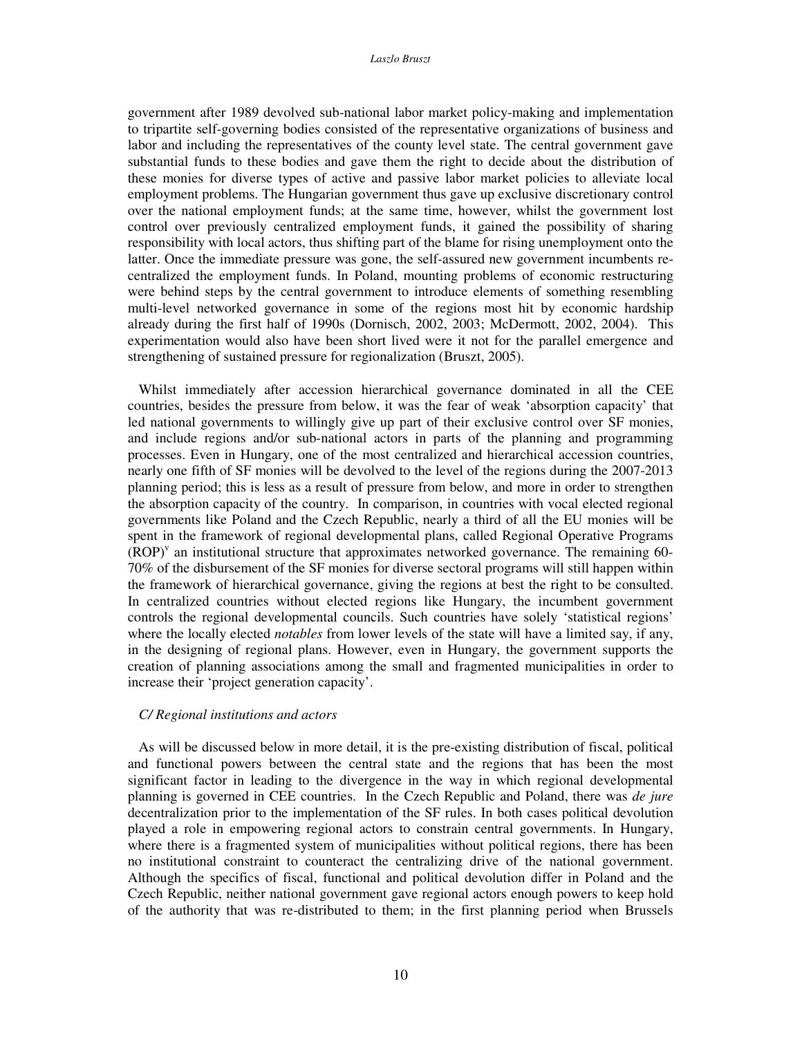government after 1989 devolved sub-national labor market policy-making and implementation to tripartite self-governing bodies consisted of the representative organizations of business and labor and including the representatives of the county level state. The central government gave substantial funds to these bodies and gave them the right to decide about the distribution of these monies for diverse types of active and passive labor market policies to alleviate local employment problems. The Hungarian government thus gave up exclusive discretionary control over the national employment funds; at the same time, however, whilst the government lost control over previously centralized employment funds, it gained the possibility of sharing responsibility with local actors, thus shifting part of the blame for rising unemployment onto the latter. Once the immediate pressure was gone, the self-assured new government incumbents re-centralized the employment funds. In Poland, mounting problems of economic restructuring were behind steps by the central government to introduce elements of something resembling multi-level networked governance in some of the regions most hit by economic hardship already during the first half of 1990s (Dornisch, 2002, 2003; McDermott, 2002, 2004). This experimentation would also have been short lived were it not for the parallel emergence and strengthening of sustained pressure for regionalization (Bruszt, 2005).

Whilst immediately after accession hierarchical governance dominated in all the CEE countries, besides the pressure from below, it was the fear of weak 'absorption capacity' that led national governments to willingly give up part of their exclusive control over SF monies, and include regions and/or sub-national actors in parts of the planning and programming processes. Even in Hungary, one of the most centralized and hierarchical accession countries, nearly one fifth of SF monies will be devolved to the level of the regions during the 2007-2013 planning period; this is less as a result of pressure from below, and more in order to strengthen the absorption capacity of the country. In comparison, in countries with vocal elected regional governments like Poland and the Czech Republic, nearly a third of all the EU monies will be spent in the framework of regional developmental plans, called Regional Operative Programs (ROP)[v] an institutional structure that approximates networked governance. The remaining 60-70% of the disbursement of the SF monies for diverse sectoral programs will still happen within the framework of hierarchical governance, giving the regions at best the right to be consulted. In centralized countries without elected regions like Hungary, the incumbent government controls the regional developmental councils. Such countries have solely 'statistical regions' where the locally elected *notables* from lower levels of the state will have a limited say, if any, in the designing of regional plans. However, even in Hungary, the government supports the creation of planning associations among the small and fragmented municipalities in order to increase their 'project generation capacity'.

### *C/ Regional institutions and actors*

As will be discussed below in more detail, it is the pre-existing distribution of fiscal, political and functional powers between the central state and the regions that has been the most significant factor in leading to the divergence in the way in which regional developmental planning is governed in CEE countries. In the Czech Republic and Poland, there was *de jure* decentralization prior to the implementation of the SF rules. In both cases political devolution played a role in empowering regional actors to constrain central governments. In Hungary, where there is a fragmented system of municipalities without political regions, there has been no institutional constraint to counteract the centralizing drive of the national government. Although the specifics of fiscal, functional and political devolution differ in Poland and the Czech Republic, neither national government gave regional actors enough powers to keep hold of the authority that was re-distributed to them; in the first planning period when Brussels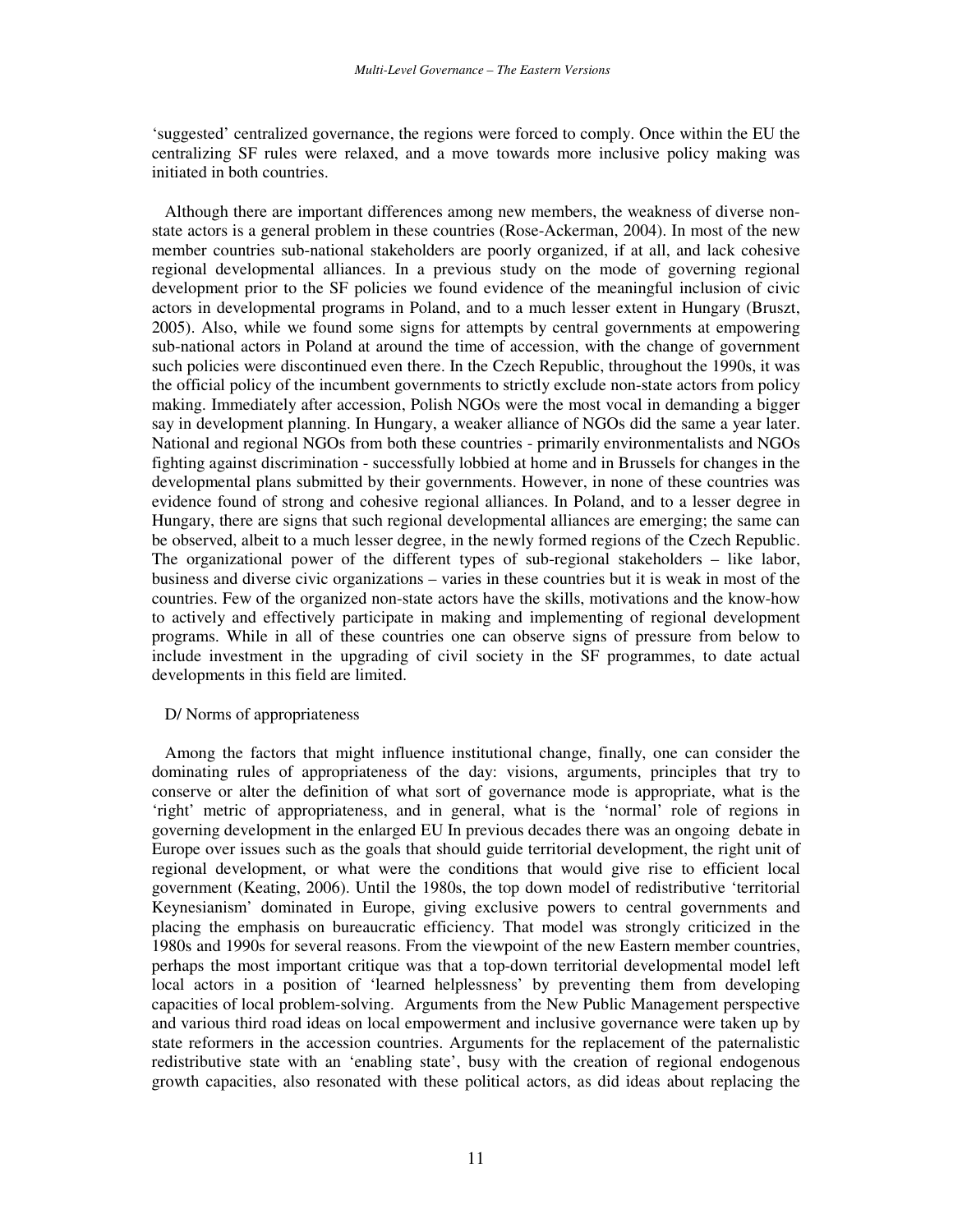'suggested' centralized governance, the regions were forced to comply. Once within the EU the centralizing SF rules were relaxed, and a move towards more inclusive policy making was initiated in both countries.

Although there are important differences among new members, the weakness of diverse non-state actors is a general problem in these countries (Rose-Ackerman, 2004). In most of the new member countries sub-national stakeholders are poorly organized, if at all, and lack cohesive regional developmental alliances. In a previous study on the mode of governing regional development prior to the SF policies we found evidence of the meaningful inclusion of civic actors in developmental programs in Poland, and to a much lesser extent in Hungary (Bruszt, 2005). Also, while we found some signs for attempts by central governments at empowering sub-national actors in Poland at around the time of accession, with the change of government such policies were discontinued even there. In the Czech Republic, throughout the 1990s, it was the official policy of the incumbent governments to strictly exclude non-state actors from policy making. Immediately after accession, Polish NGOs were the most vocal in demanding a bigger say in development planning. In Hungary, a weaker alliance of NGOs did the same a year later. National and regional NGOs from both these countries - primarily environmentalists and NGOs fighting against discrimination - successfully lobbied at home and in Brussels for changes in the developmental plans submitted by their governments. However, in none of these countries was evidence found of strong and cohesive regional alliances. In Poland, and to a lesser degree in Hungary, there are signs that such regional developmental alliances are emerging; the same can be observed, albeit to a much lesser degree, in the newly formed regions of the Czech Republic. The organizational power of the different types of sub-regional stakeholders – like labor, business and diverse civic organizations – varies in these countries but it is weak in most of the countries. Few of the organized non-state actors have the skills, motivations and the know-how to actively and effectively participate in making and implementing of regional development programs. While in all of these countries one can observe signs of pressure from below to include investment in the upgrading of civil society in the SF programmes, to date actual developments in this field are limited.

D/ Norms of appropriateness

Among the factors that might influence institutional change, finally, one can consider the dominating rules of appropriateness of the day: visions, arguments, principles that try to conserve or alter the definition of what sort of governance mode is appropriate, what is the 'right' metric of appropriateness, and in general, what is the 'normal' role of regions in governing development in the enlarged EU In previous decades there was an ongoing debate in Europe over issues such as the goals that should guide territorial development, the right unit of regional development, or what were the conditions that would give rise to efficient local government (Keating, 2006). Until the 1980s, the top down model of redistributive 'territorial Keynesianism' dominated in Europe, giving exclusive powers to central governments and placing the emphasis on bureaucratic efficiency. That model was strongly criticized in the 1980s and 1990s for several reasons. From the viewpoint of the new Eastern member countries, perhaps the most important critique was that a top-down territorial developmental model left local actors in a position of 'learned helplessness' by preventing them from developing capacities of local problem-solving. Arguments from the New Public Management perspective and various third road ideas on local empowerment and inclusive governance were taken up by state reformers in the accession countries. Arguments for the replacement of the paternalistic redistributive state with an 'enabling state', busy with the creation of regional endogenous growth capacities, also resonated with these political actors, as did ideas about replacing the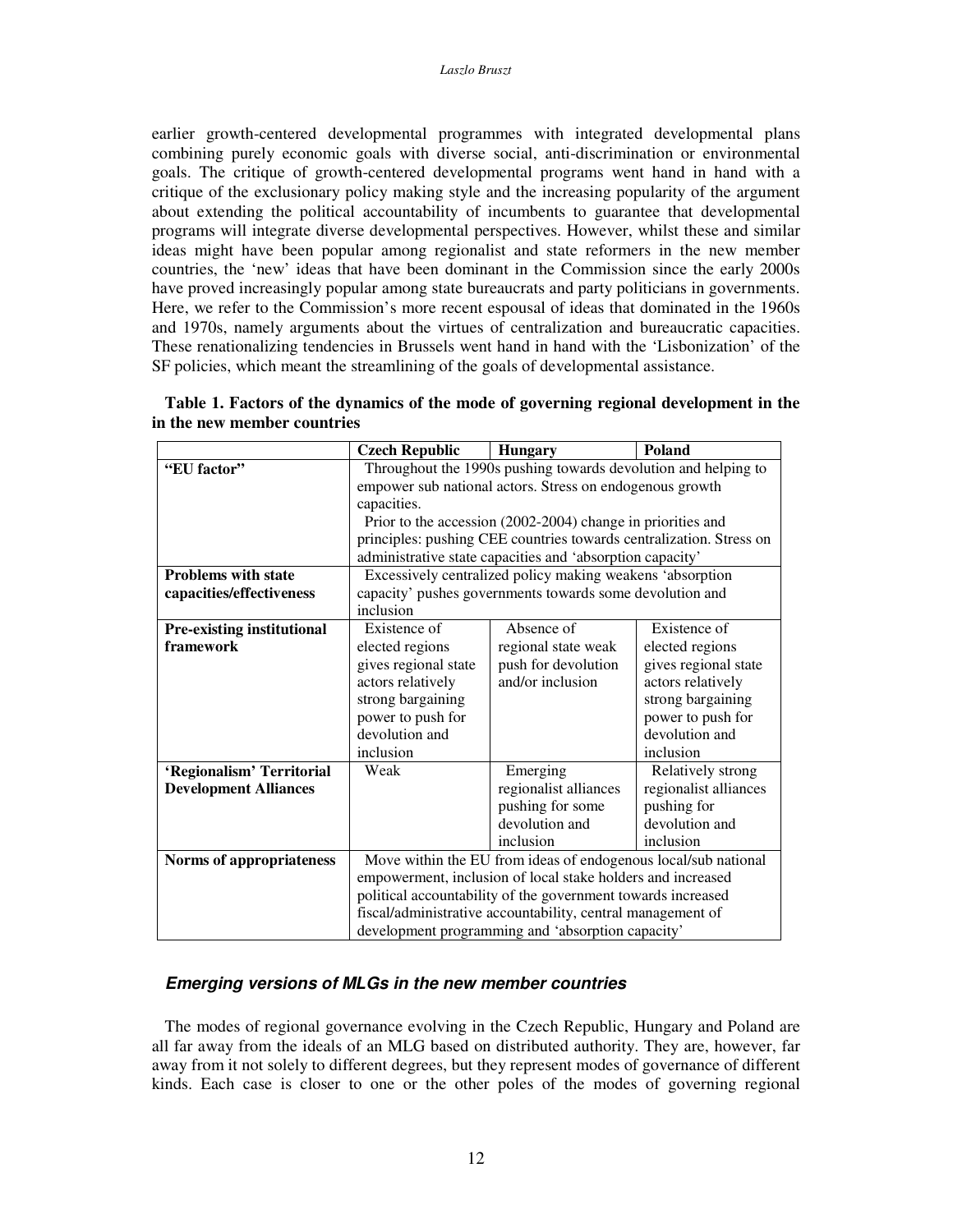earlier growth-centered developmental programmes with integrated developmental plans combining purely economic goals with diverse social, anti-discrimination or environmental goals. The critique of growth-centered developmental programs went hand in hand with a critique of the exclusionary policy making style and the increasing popularity of the argument about extending the political accountability of incumbents to guarantee that developmental programs will integrate diverse developmental perspectives. However, whilst these and similar ideas might have been popular among regionalist and state reformers in the new member countries, the 'new' ideas that have been dominant in the Commission since the early 2000s have proved increasingly popular among state bureaucrats and party politicians in governments. Here, we refer to the Commission's more recent espousal of ideas that dominated in the 1960s and 1970s, namely arguments about the virtues of centralization and bureaucratic capacities. These renationalizing tendencies in Brussels went hand in hand with the 'Lisbonization' of the SF policies, which meant the streamlining of the goals of developmental assistance.

**Table 1. Factors of the dynamics of the mode of governing regional development in the in the new member countries**

| | Czech Republic | Hungary | Poland |
|---|---|---|---|
| **"EU factor"** | Throughout the 1990s pushing towards devolution and helping to empower sub national actors. Stress on endogenous growth capacities. Prior to the accession (2002-2004) change in priorities and principles: pushing CEE countries towards centralization. Stress on administrative state capacities and 'absorption capacity' | | |
| **Problems with state capacities/effectiveness** | Excessively centralized policy making weakens 'absorption capacity' pushes governments towards some devolution and inclusion | | |
| **Pre-existing institutional framework** | Existence of elected regions gives regional state actors relatively strong bargaining power to push for devolution and inclusion | Absence of regional state weak push for devolution and/or inclusion | Existence of elected regions gives regional state actors relatively strong bargaining power to push for devolution and inclusion |
| **'Regionalism' Territorial Development Alliances** | Weak | Emerging regionalist alliances pushing for some devolution and inclusion | Relatively strong regionalist alliances pushing for devolution and inclusion |
| **Norms of appropriateness** | Move within the EU from ideas of endogenous local/sub national empowerment, inclusion of local stake holders and increased political accountability of the government towards increased fiscal/administrative accountability, central management of development programming and 'absorption capacity' | | |

### *Emerging versions of MLGs in the new member countries*

The modes of regional governance evolving in the Czech Republic, Hungary and Poland are all far away from the ideals of an MLG based on distributed authority. They are, however, far away from it not solely to different degrees, but they represent modes of governance of different kinds. Each case is closer to one or the other poles of the modes of governing regional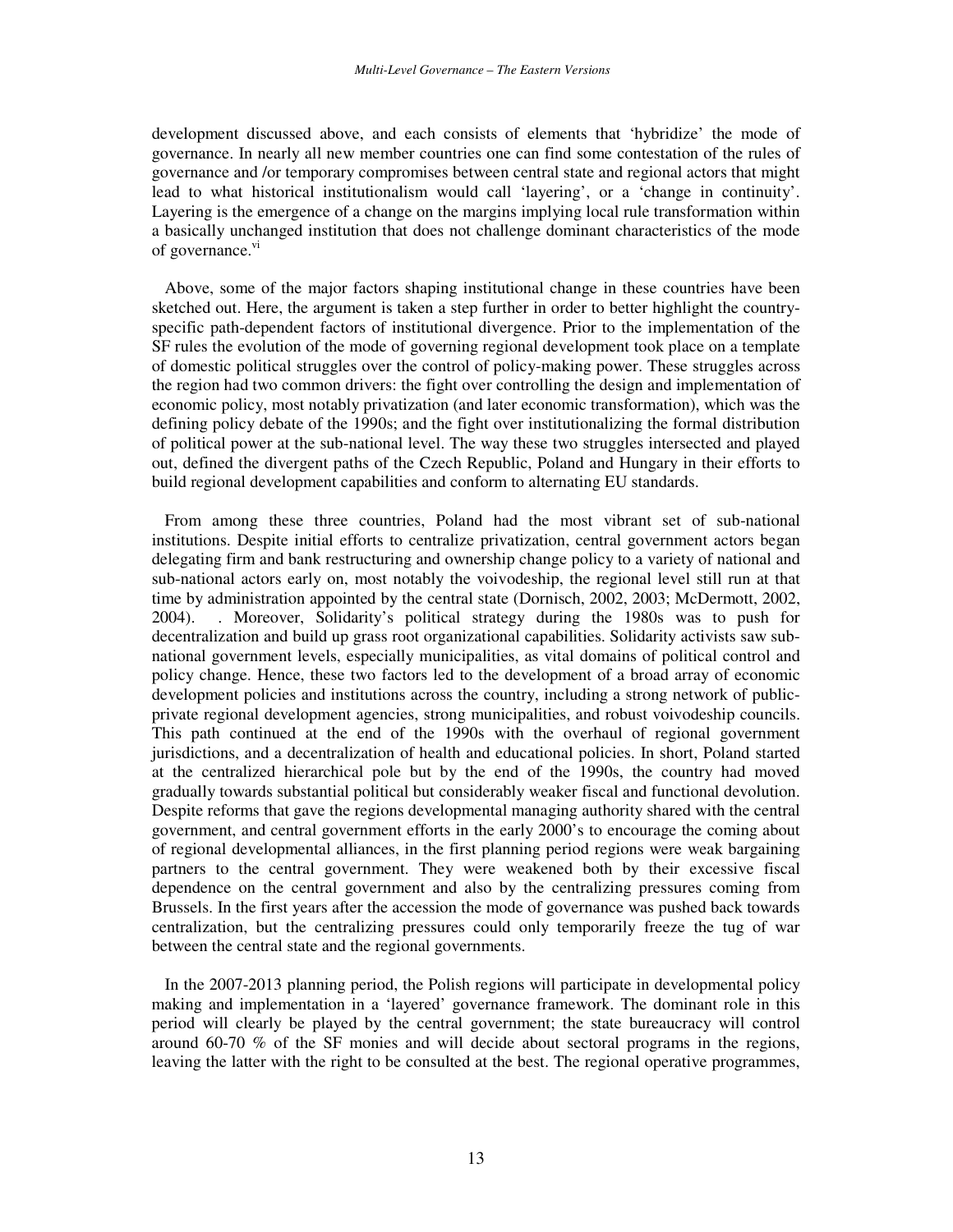development discussed above, and each consists of elements that 'hybridize' the mode of governance. In nearly all new member countries one can find some contestation of the rules of governance and /or temporary compromises between central state and regional actors that might lead to what historical institutionalism would call 'layering', or a 'change in continuity'. Layering is the emergence of a change on the margins implying local rule transformation within a basically unchanged institution that does not challenge dominant characteristics of the mode of governance.[vi]

Above, some of the major factors shaping institutional change in these countries have been sketched out. Here, the argument is taken a step further in order to better highlight the country-specific path-dependent factors of institutional divergence. Prior to the implementation of the SF rules the evolution of the mode of governing regional development took place on a template of domestic political struggles over the control of policy-making power. These struggles across the region had two common drivers: the fight over controlling the design and implementation of economic policy, most notably privatization (and later economic transformation), which was the defining policy debate of the 1990s; and the fight over institutionalizing the formal distribution of political power at the sub-national level. The way these two struggles intersected and played out, defined the divergent paths of the Czech Republic, Poland and Hungary in their efforts to build regional development capabilities and conform to alternating EU standards.

From among these three countries, Poland had the most vibrant set of sub-national institutions. Despite initial efforts to centralize privatization, central government actors began delegating firm and bank restructuring and ownership change policy to a variety of national and sub-national actors early on, most notably the voivodeship, the regional level still run at that time by administration appointed by the central state (Dornisch, 2002, 2003; McDermott, 2002, 2004). . Moreover, Solidarity's political strategy during the 1980s was to push for decentralization and build up grass root organizational capabilities. Solidarity activists saw sub-national government levels, especially municipalities, as vital domains of political control and policy change. Hence, these two factors led to the development of a broad array of economic development policies and institutions across the country, including a strong network of public-private regional development agencies, strong municipalities, and robust voivodeship councils. This path continued at the end of the 1990s with the overhaul of regional government jurisdictions, and a decentralization of health and educational policies. In short, Poland started at the centralized hierarchical pole but by the end of the 1990s, the country had moved gradually towards substantial political but considerably weaker fiscal and functional devolution. Despite reforms that gave the regions developmental managing authority shared with the central government, and central government efforts in the early 2000's to encourage the coming about of regional developmental alliances, in the first planning period regions were weak bargaining partners to the central government. They were weakened both by their excessive fiscal dependence on the central government and also by the centralizing pressures coming from Brussels. In the first years after the accession the mode of governance was pushed back towards centralization, but the centralizing pressures could only temporarily freeze the tug of war between the central state and the regional governments.

In the 2007-2013 planning period, the Polish regions will participate in developmental policy making and implementation in a 'layered' governance framework. The dominant role in this period will clearly be played by the central government; the state bureaucracy will control around 60-70 % of the SF monies and will decide about sectoral programs in the regions, leaving the latter with the right to be consulted at the best. The regional operative programmes,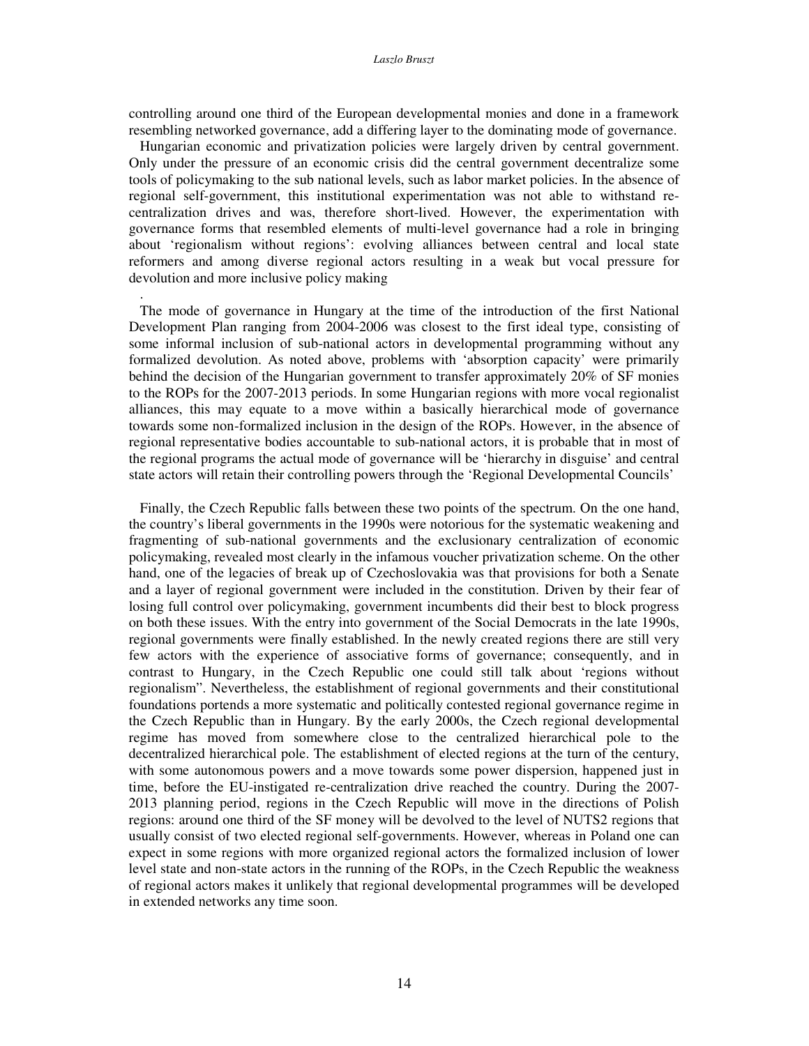controlling around one third of the European developmental monies and done in a framework resembling networked governance, add a differing layer to the dominating mode of governance.

Hungarian economic and privatization policies were largely driven by central government. Only under the pressure of an economic crisis did the central government decentralize some tools of policymaking to the sub national levels, such as labor market policies. In the absence of regional self-government, this institutional experimentation was not able to withstand re-centralization drives and was, therefore short-lived. However, the experimentation with governance forms that resembled elements of multi-level governance had a role in bringing about 'regionalism without regions': evolving alliances between central and local state reformers and among diverse regional actors resulting in a weak but vocal pressure for devolution and more inclusive policy making

.

The mode of governance in Hungary at the time of the introduction of the first National Development Plan ranging from 2004-2006 was closest to the first ideal type, consisting of some informal inclusion of sub-national actors in developmental programming without any formalized devolution. As noted above, problems with 'absorption capacity' were primarily behind the decision of the Hungarian government to transfer approximately 20% of SF monies to the ROPs for the 2007-2013 periods. In some Hungarian regions with more vocal regionalist alliances, this may equate to a move within a basically hierarchical mode of governance towards some non-formalized inclusion in the design of the ROPs. However, in the absence of regional representative bodies accountable to sub-national actors, it is probable that in most of the regional programs the actual mode of governance will be 'hierarchy in disguise' and central state actors will retain their controlling powers through the 'Regional Developmental Councils'

Finally, the Czech Republic falls between these two points of the spectrum. On the one hand, the country's liberal governments in the 1990s were notorious for the systematic weakening and fragmenting of sub-national governments and the exclusionary centralization of economic policymaking, revealed most clearly in the infamous voucher privatization scheme. On the other hand, one of the legacies of break up of Czechoslovakia was that provisions for both a Senate and a layer of regional government were included in the constitution. Driven by their fear of losing full control over policymaking, government incumbents did their best to block progress on both these issues. With the entry into government of the Social Democrats in the late 1990s, regional governments were finally established. In the newly created regions there are still very few actors with the experience of associative forms of governance; consequently, and in contrast to Hungary, in the Czech Republic one could still talk about 'regions without regionalism". Nevertheless, the establishment of regional governments and their constitutional foundations portends a more systematic and politically contested regional governance regime in the Czech Republic than in Hungary. By the early 2000s, the Czech regional developmental regime has moved from somewhere close to the centralized hierarchical pole to the decentralized hierarchical pole. The establishment of elected regions at the turn of the century, with some autonomous powers and a move towards some power dispersion, happened just in time, before the EU-instigated re-centralization drive reached the country. During the 2007-2013 planning period, regions in the Czech Republic will move in the directions of Polish regions: around one third of the SF money will be devolved to the level of NUTS2 regions that usually consist of two elected regional self-governments. However, whereas in Poland one can expect in some regions with more organized regional actors the formalized inclusion of lower level state and non-state actors in the running of the ROPs, in the Czech Republic the weakness of regional actors makes it unlikely that regional developmental programmes will be developed in extended networks any time soon.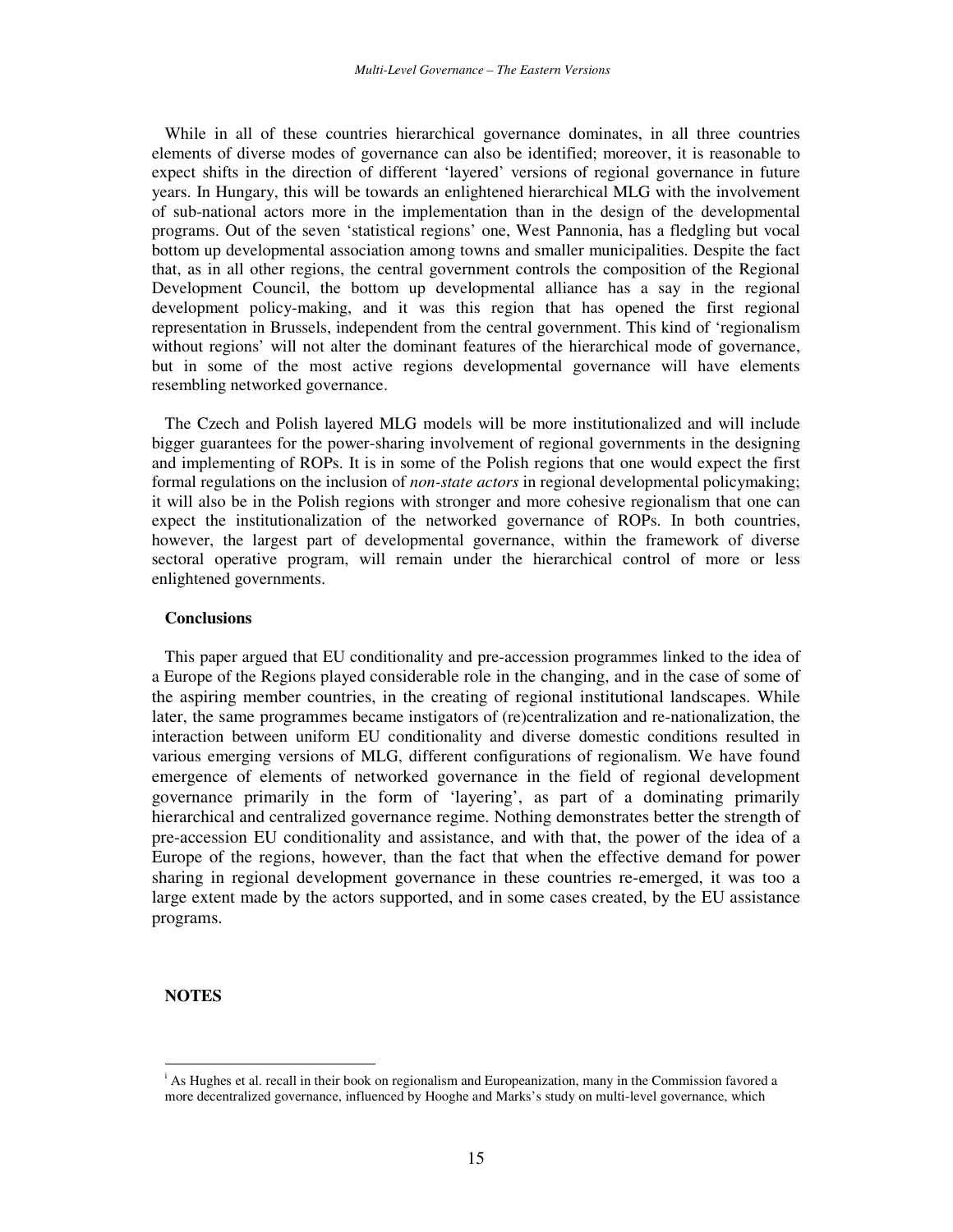While in all of these countries hierarchical governance dominates, in all three countries elements of diverse modes of governance can also be identified; moreover, it is reasonable to expect shifts in the direction of different 'layered' versions of regional governance in future years. In Hungary, this will be towards an enlightened hierarchical MLG with the involvement of sub-national actors more in the implementation than in the design of the developmental programs. Out of the seven 'statistical regions' one, West Pannonia, has a fledgling but vocal bottom up developmental association among towns and smaller municipalities. Despite the fact that, as in all other regions, the central government controls the composition of the Regional Development Council, the bottom up developmental alliance has a say in the regional development policy-making, and it was this region that has opened the first regional representation in Brussels, independent from the central government. This kind of 'regionalism without regions' will not alter the dominant features of the hierarchical mode of governance, but in some of the most active regions developmental governance will have elements resembling networked governance.

The Czech and Polish layered MLG models will be more institutionalized and will include bigger guarantees for the power-sharing involvement of regional governments in the designing and implementing of ROPs. It is in some of the Polish regions that one would expect the first formal regulations on the inclusion of *non-state actors* in regional developmental policymaking; it will also be in the Polish regions with stronger and more cohesive regionalism that one can expect the institutionalization of the networked governance of ROPs. In both countries, however, the largest part of developmental governance, within the framework of diverse sectoral operative program, will remain under the hierarchical control of more or less enlightened governments.

## Conclusions

This paper argued that EU conditionality and pre-accession programmes linked to the idea of a Europe of the Regions played considerable role in the changing, and in the case of some of the aspiring member countries, in the creating of regional institutional landscapes. While later, the same programmes became instigators of (re)centralization and re-nationalization, the interaction between uniform EU conditionality and diverse domestic conditions resulted in various emerging versions of MLG, different configurations of regionalism. We have found emergence of elements of networked governance in the field of regional development governance primarily in the form of 'layering', as part of a dominating primarily hierarchical and centralized governance regime. Nothing demonstrates better the strength of pre-accession EU conditionality and assistance, and with that, the power of the idea of a Europe of the regions, however, than the fact that when the effective demand for power sharing in regional development governance in these countries re-emerged, it was too a large extent made by the actors supported, and in some cases created, by the EU assistance programs.

## NOTES

[i] As Hughes et al. recall in their book on regionalism and Europeanization, many in the Commission favored a more decentralized governance, influenced by Hooghe and Marks's study on multi-level governance, which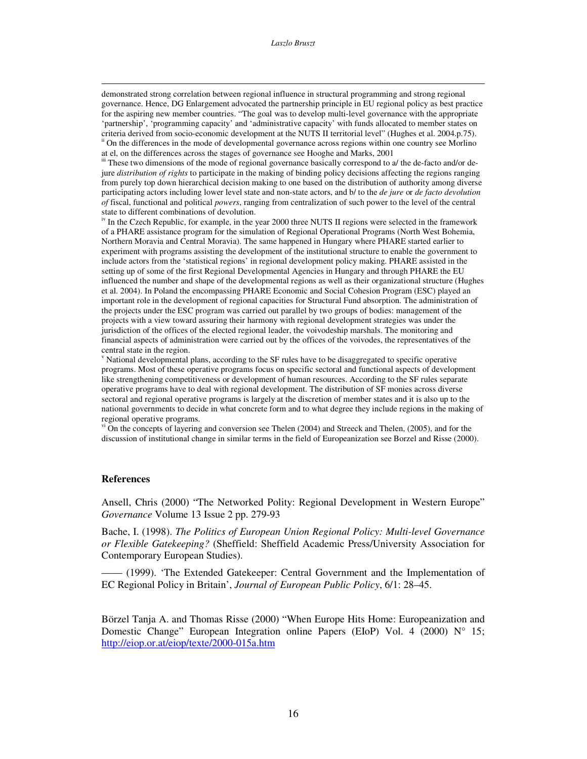demonstrated strong correlation between regional influence in structural programming and strong regional governance. Hence, DG Enlargement advocated the partnership principle in EU regional policy as best practice for the aspiring new member countries. "The goal was to develop multi-level governance with the appropriate 'partnership', 'programming capacity' and 'administrative capacity' with funds allocated to member states on criteria derived from socio-economic development at the NUTS II territorial level" (Hughes et al. 2004.p.75).

[ii] On the differences in the mode of developmental governance across regions within one country see Morlino at el, on the differences across the stages of governance see Hooghe and Marks, 2001

[iii] These two dimensions of the mode of regional governance basically correspond to a/ the de-facto and/or de-jure *distribution of rights* to participate in the making of binding policy decisions affecting the regions ranging from purely top down hierarchical decision making to one based on the distribution of authority among diverse participating actors including lower level state and non-state actors, and b/ to the *de jure* or *de facto devolution of* fiscal, functional and political *powers*, ranging from centralization of such power to the level of the central state to different combinations of devolution.

[iv] In the Czech Republic, for example, in the year 2000 three NUTS II regions were selected in the framework of a PHARE assistance program for the simulation of Regional Operational Programs (North West Bohemia, Northern Moravia and Central Moravia). The same happened in Hungary where PHARE started earlier to experiment with programs assisting the development of the institutional structure to enable the government to include actors from the 'statistical regions' in regional development policy making. PHARE assisted in the setting up of some of the first Regional Developmental Agencies in Hungary and through PHARE the EU influenced the number and shape of the developmental regions as well as their organizational structure (Hughes et al. 2004). In Poland the encompassing PHARE Economic and Social Cohesion Program (ESC) played an important role in the development of regional capacities for Structural Fund absorption. The administration of the projects under the ESC program was carried out parallel by two groups of bodies: management of the projects with a view toward assuring their harmony with regional development strategies was under the jurisdiction of the offices of the elected regional leader, the voivodeship marshals. The monitoring and financial aspects of administration were carried out by the offices of the voivodes, the representatives of the central state in the region.

[v] National developmental plans, according to the SF rules have to be disaggregated to specific operative programs. Most of these operative programs focus on specific sectoral and functional aspects of development like strengthening competitiveness or development of human resources. According to the SF rules separate operative programs have to deal with regional development. The distribution of SF monies across diverse sectoral and regional operative programs is largely at the discretion of member states and it is also up to the national governments to decide in what concrete form and to what degree they include regions in the making of regional operative programs.

[vi] On the concepts of layering and conversion see Thelen (2004) and Streeck and Thelen, (2005), and for the discussion of institutional change in similar terms in the field of Europeanization see Borzel and Risse (2000).

## References

Ansell, Chris (2000) "The Networked Polity: Regional Development in Western Europe" *Governance* Volume 13 Issue 2 pp. 279-93

Bache, I. (1998). *The Politics of European Union Regional Policy: Multi-level Governance or Flexible Gatekeeping?* (Sheffield: Sheffield Academic Press/University Association for Contemporary European Studies).

—— (1999). 'The Extended Gatekeeper: Central Government and the Implementation of EC Regional Policy in Britain', *Journal of European Public Policy*, 6/1: 28–45.

Börzel Tanja A. and Thomas Risse (2000) "When Europe Hits Home: Europeanization and Domestic Change" European Integration online Papers (EIoP) Vol. 4 (2000) N° 15; http://eiop.or.at/eiop/texte/2000-015a.htm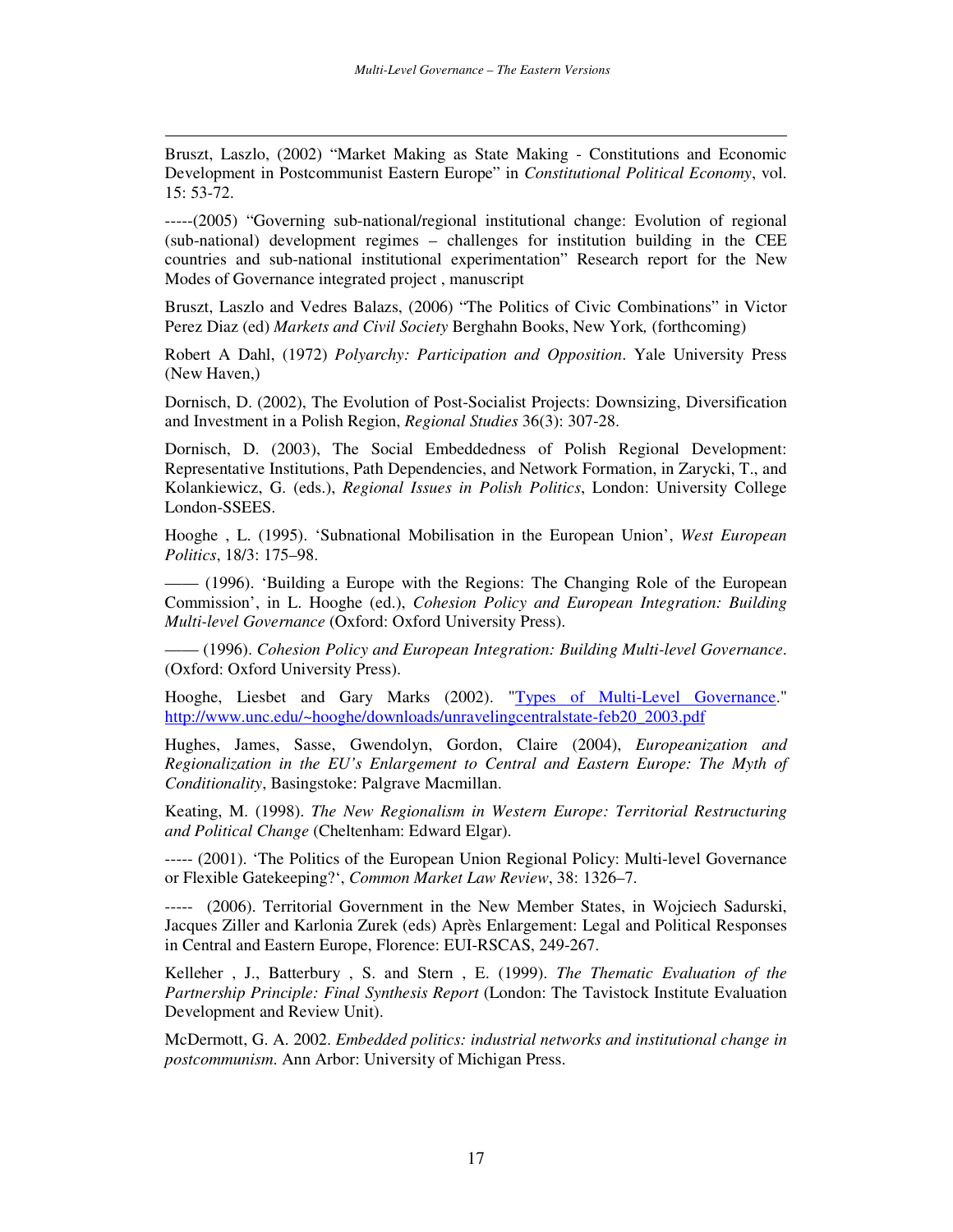Bruszt, Laszlo, (2002) “Market Making as State Making - Constitutions and Economic Development in Postcommunist Eastern Europe” in *Constitutional Political Economy*, vol. 15: 53-72.

-----(2005) “Governing sub-national/regional institutional change: Evolution of regional (sub-national) development regimes – challenges for institution building in the CEE countries and sub-national institutional experimentation” Research report for the New Modes of Governance integrated project , manuscript

Bruszt, Laszlo and Vedres Balazs, (2006) “The Politics of Civic Combinations” in Victor Perez Diaz (ed) *Markets and Civil Society* Berghahn Books, New York*,* (forthcoming)

Robert A Dahl, (1972) *Polyarchy: Participation and Opposition*. Yale University Press (New Haven,)

Dornisch, D. (2002), The Evolution of Post-Socialist Projects: Downsizing, Diversification and Investment in a Polish Region, *Regional Studies* 36(3): 307-28.

Dornisch, D. (2003), The Social Embeddedness of Polish Regional Development: Representative Institutions, Path Dependencies, and Network Formation, in Zarycki, T., and Kolankiewicz, G. (eds.), *Regional Issues in Polish Politics*, London: University College London-SSEES.

Hooghe , L. (1995). ‘Subnational Mobilisation in the European Union’, *West European Politics*, 18/3: 175–98.

—— (1996). ‘Building a Europe with the Regions: The Changing Role of the European Commission’, in L. Hooghe (ed.), *Cohesion Policy and European Integration: Building Multi-level Governance* (Oxford: Oxford University Press).

—— (1996). *Cohesion Policy and European Integration: Building Multi-level Governance*. (Oxford: Oxford University Press).

Hooghe, Liesbet and Gary Marks (2002). "[Types of Multi-Level Governance](http://www.unc.edu/~hooghe/downloads/unravelingcentralstate-feb20_2003.pdf)." http://www.unc.edu/~hooghe/downloads/unravelingcentralstate-feb20_2003.pdf

Hughes, James, Sasse, Gwendolyn, Gordon, Claire (2004), *Europeanization and Regionalization in the EU's Enlargement to Central and Eastern Europe: The Myth of Conditionality*, Basingstoke: Palgrave Macmillan.

Keating, M. (1998). *The New Regionalism in Western Europe: Territorial Restructuring and Political Change* (Cheltenham: Edward Elgar).

----- (2001). ‘The Politics of the European Union Regional Policy: Multi-level Governance or Flexible Gatekeeping?‘, *Common Market Law Review*, 38: 1326–7.

----- (2006). Territorial Government in the New Member States, in Wojciech Sadurski, Jacques Ziller and Karlonia Zurek (eds) Après Enlargement: Legal and Political Responses in Central and Eastern Europe, Florence: EUI-RSCAS, 249-267.

Kelleher , J., Batterbury , S. and Stern , E. (1999). *The Thematic Evaluation of the Partnership Principle: Final Synthesis Report* (London: The Tavistock Institute Evaluation Development and Review Unit).

McDermott, G. A. 2002. *Embedded politics: industrial networks and institutional change in postcommunism.* Ann Arbor: University of Michigan Press.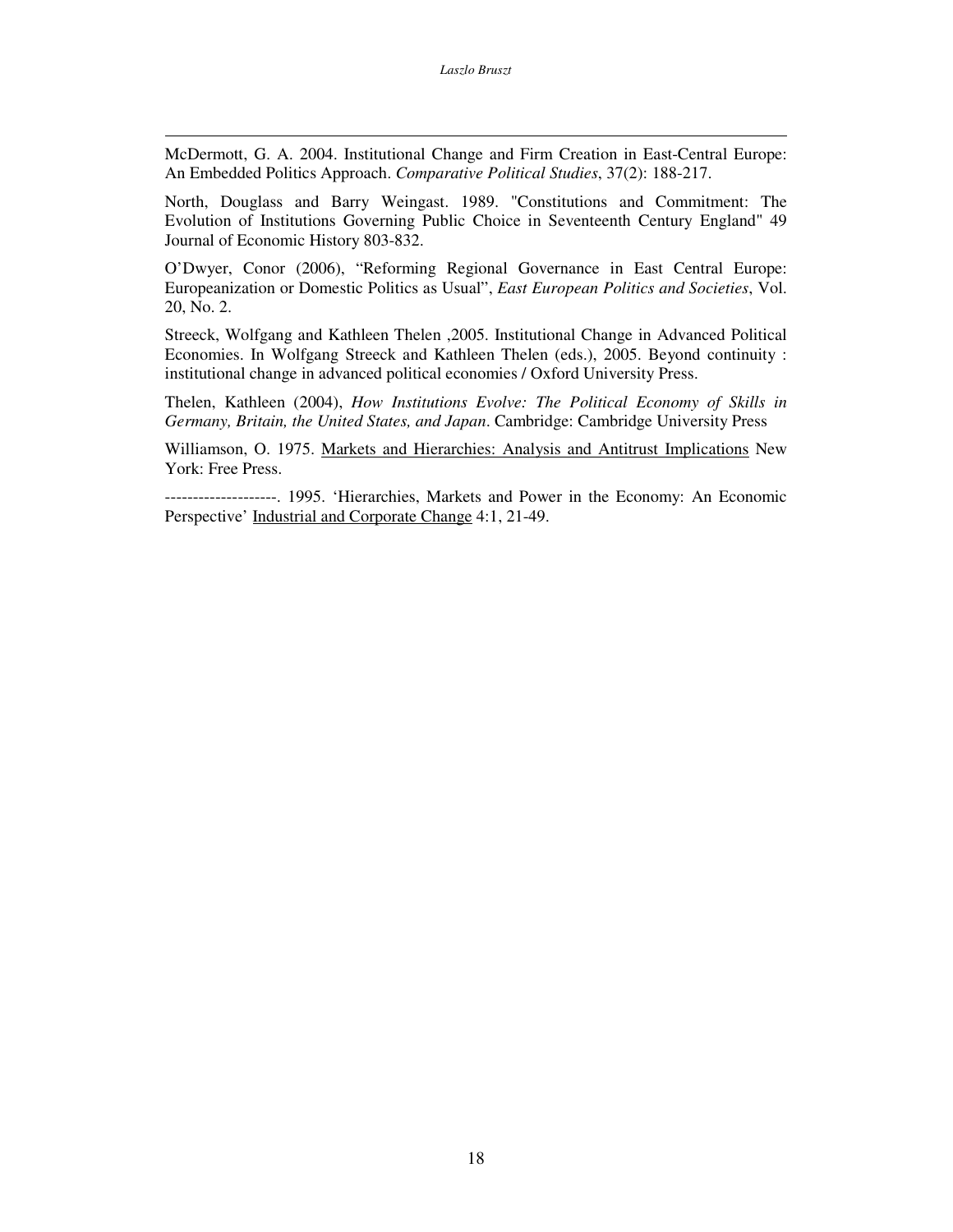McDermott, G. A. 2004. Institutional Change and Firm Creation in East-Central Europe: An Embedded Politics Approach. *Comparative Political Studies*, 37(2): 188-217.

North, Douglass and Barry Weingast. 1989. "Constitutions and Commitment: The Evolution of Institutions Governing Public Choice in Seventeenth Century England" 49 Journal of Economic History 803-832.

O'Dwyer, Conor (2006), "Reforming Regional Governance in East Central Europe: Europeanization or Domestic Politics as Usual", *East European Politics and Societies*, Vol. 20, No. 2.

Streeck, Wolfgang and Kathleen Thelen ,2005. Institutional Change in Advanced Political Economies. In Wolfgang Streeck and Kathleen Thelen (eds.), 2005. Beyond continuity : institutional change in advanced political economies / Oxford University Press.

Thelen, Kathleen (2004), *How Institutions Evolve: The Political Economy of Skills in Germany, Britain, the United States, and Japan*. Cambridge: Cambridge University Press

Williamson, O. 1975. Markets and Hierarchies: Analysis and Antitrust Implications New York: Free Press.

--------------------. 1995. 'Hierarchies, Markets and Power in the Economy: An Economic Perspective' Industrial and Corporate Change 4:1, 21-49.